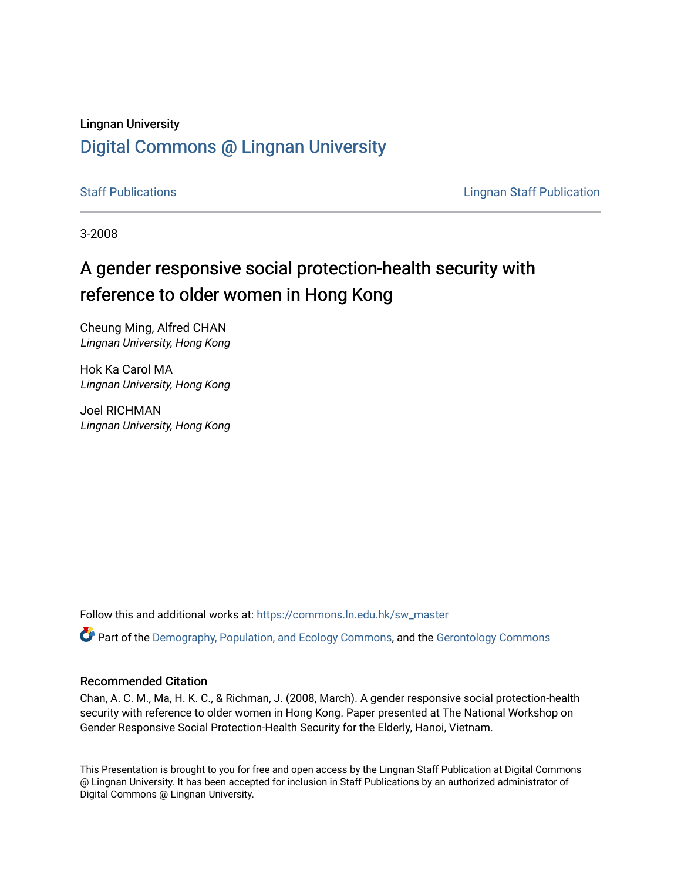Lingnan University

# Digital Commons @ Lingnan University

Staff Publications

Lingnan Staff Publication

3-2008

# A gender responsive social protection-health security with reference to older women in Hong Kong

Cheung Ming, Alfred CHAN
*Lingnan University, Hong Kong*

Hok Ka Carol MA
*Lingnan University, Hong Kong*

Joel RICHMAN
*Lingnan University, Hong Kong*

Follow this and additional works at: https://commons.ln.edu.hk/sw_master

Part of the Demography, Population, and Ecology Commons, and the Gerontology Commons

## Recommended Citation

Chan, A. C. M., Ma, H. K. C., & Richman, J. (2008, March). A gender responsive social protection-health security with reference to older women in Hong Kong. Paper presented at The National Workshop on Gender Responsive Social Protection-Health Security for the Elderly, Hanoi, Vietnam.

This Presentation is brought to you for free and open access by the Lingnan Staff Publication at Digital Commons @ Lingnan University. It has been accepted for inclusion in Staff Publications by an authorized administrator of Digital Commons @ Lingnan University.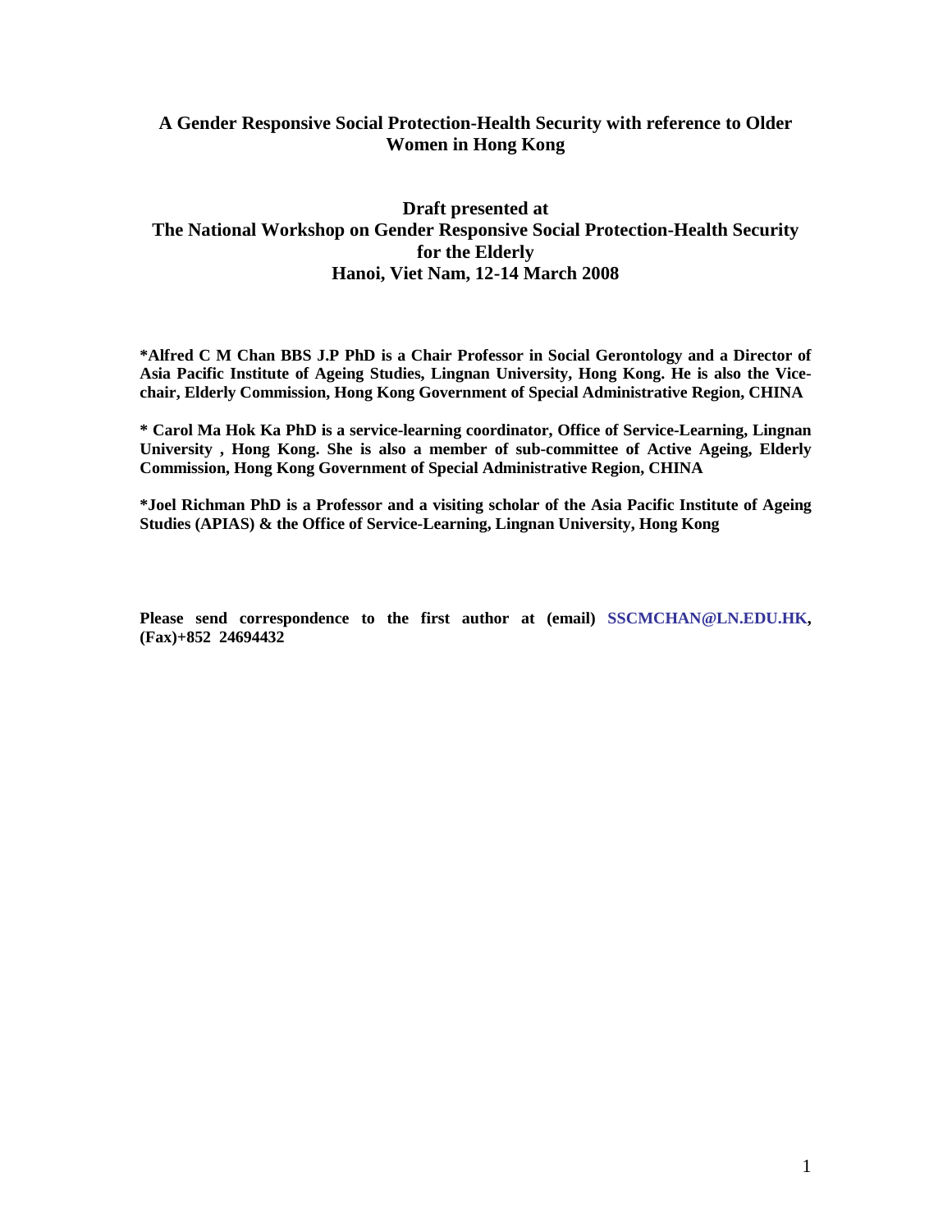# A Gender Responsive Social Protection-Health Security with reference to Older Women in Hong Kong

## Draft presented at
## The National Workshop on Gender Responsive Social Protection-Health Security for the Elderly
## Hanoi, Viet Nam, 12-14 March 2008

**\*Alfred C M Chan BBS J.P PhD is a Chair Professor in Social Gerontology and a Director of Asia Pacific Institute of Ageing Studies, Lingnan University, Hong Kong. He is also the Vice-chair, Elderly Commission, Hong Kong Government of Special Administrative Region, CHINA**

**\* Carol Ma Hok Ka PhD is a service-learning coordinator, Office of Service-Learning, Lingnan University , Hong Kong. She is also a member of sub-committee of Active Ageing, Elderly Commission, Hong Kong Government of Special Administrative Region, CHINA**

**\*Joel Richman PhD is a Professor and a visiting scholar of the Asia Pacific Institute of Ageing Studies (APIAS) & the Office of Service-Learning, Lingnan University, Hong Kong**

**Please send correspondence to the first author at (email) SSCMCHAN@LN.EDU.HK, (Fax)+852 24694432**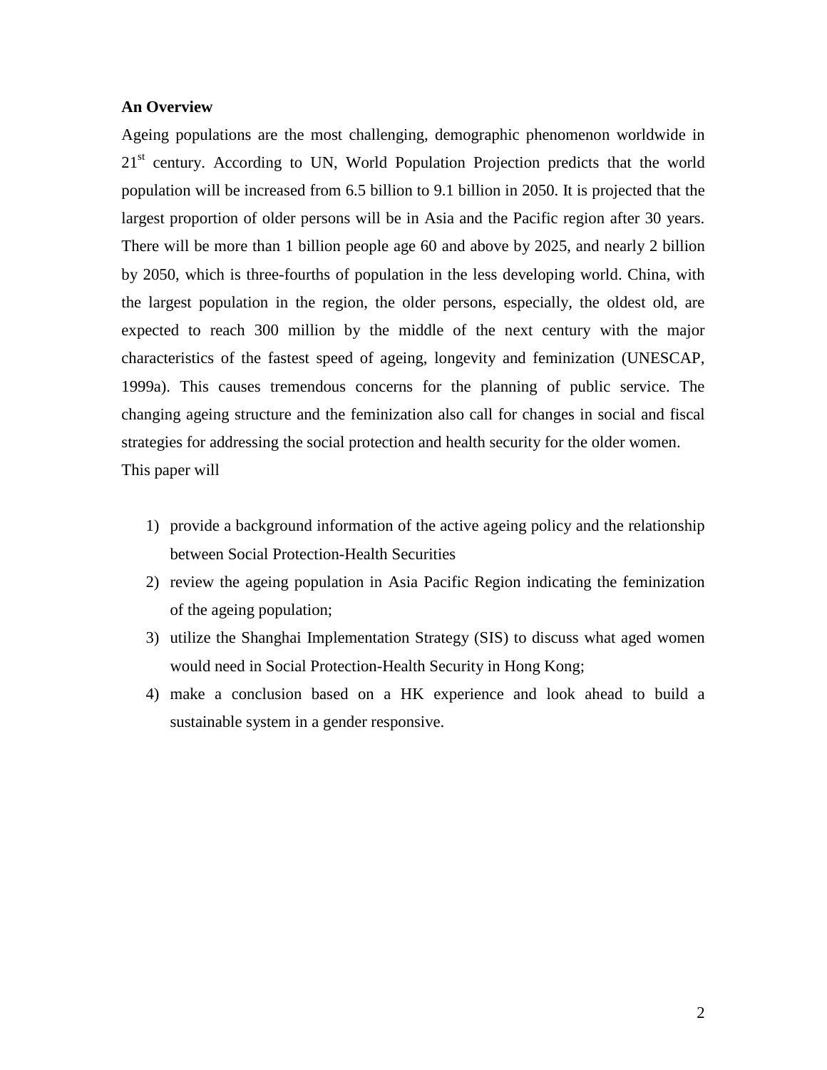**An Overview**

Ageing populations are the most challenging, demographic phenomenon worldwide in 21st century. According to UN, World Population Projection predicts that the world population will be increased from 6.5 billion to 9.1 billion in 2050. It is projected that the largest proportion of older persons will be in Asia and the Pacific region after 30 years. There will be more than 1 billion people age 60 and above by 2025, and nearly 2 billion by 2050, which is three-fourths of population in the less developing world. China, with the largest population in the region, the older persons, especially, the oldest old, are expected to reach 300 million by the middle of the next century with the major characteristics of the fastest speed of ageing, longevity and feminization (UNESCAP, 1999a). This causes tremendous concerns for the planning of public service. The changing ageing structure and the feminization also call for changes in social and fiscal strategies for addressing the social protection and health security for the older women.

This paper will

1) provide a background information of the active ageing policy and the relationship between Social Protection-Health Securities
2) review the ageing population in Asia Pacific Region indicating the feminization of the ageing population;
3) utilize the Shanghai Implementation Strategy (SIS) to discuss what aged women would need in Social Protection-Health Security in Hong Kong;
4) make a conclusion based on a HK experience and look ahead to build a sustainable system in a gender responsive.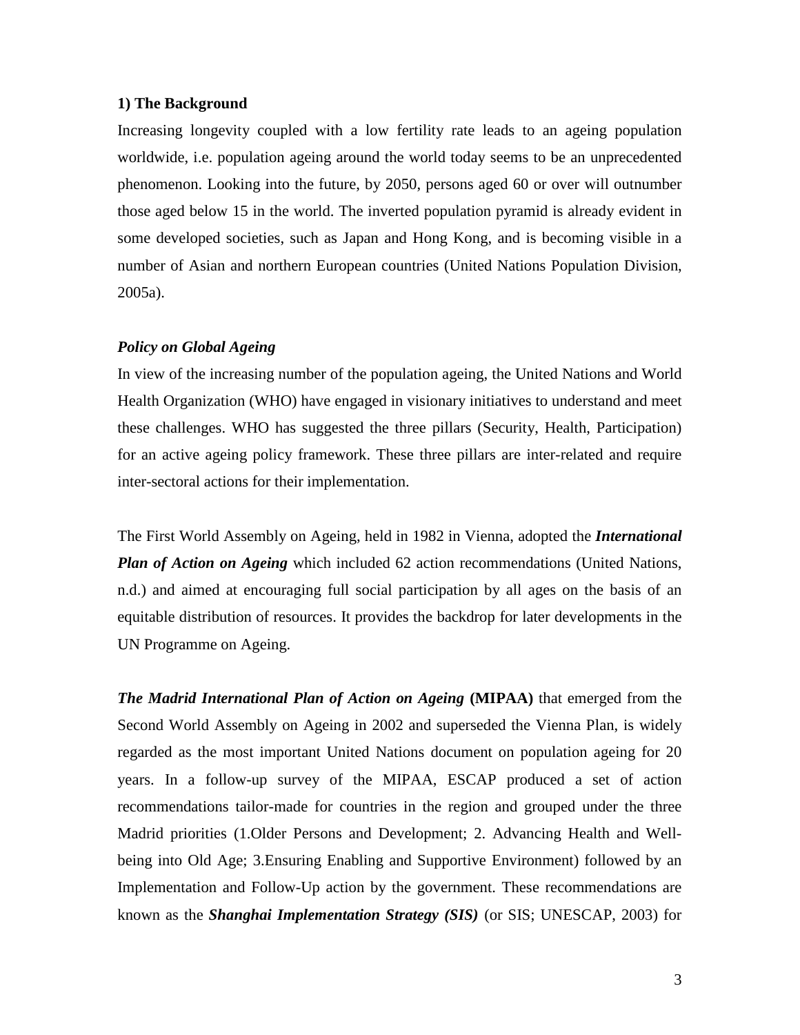### 1) The Background

Increasing longevity coupled with a low fertility rate leads to an ageing population worldwide, i.e. population ageing around the world today seems to be an unprecedented phenomenon. Looking into the future, by 2050, persons aged 60 or over will outnumber those aged below 15 in the world. The inverted population pyramid is already evident in some developed societies, such as Japan and Hong Kong, and is becoming visible in a number of Asian and northern European countries (United Nations Population Division, 2005a).

#### *Policy on Global Ageing*

In view of the increasing number of the population ageing, the United Nations and World Health Organization (WHO) have engaged in visionary initiatives to understand and meet these challenges. WHO has suggested the three pillars (Security, Health, Participation) for an active ageing policy framework. These three pillars are inter-related and require inter-sectoral actions for their implementation.

The First World Assembly on Ageing, held in 1982 in Vienna, adopted the ***International Plan of Action on Ageing*** which included 62 action recommendations (United Nations, n.d.) and aimed at encouraging full social participation by all ages on the basis of an equitable distribution of resources. It provides the backdrop for later developments in the UN Programme on Ageing.

***The Madrid International Plan of Action on Ageing*** **(MIPAA)** that emerged from the Second World Assembly on Ageing in 2002 and superseded the Vienna Plan, is widely regarded as the most important United Nations document on population ageing for 20 years. In a follow-up survey of the MIPAA, ESCAP produced a set of action recommendations tailor-made for countries in the region and grouped under the three Madrid priorities (1.Older Persons and Development; 2. Advancing Health and Well-being into Old Age; 3.Ensuring Enabling and Supportive Environment) followed by an Implementation and Follow-Up action by the government. These recommendations are known as the ***Shanghai Implementation Strategy (SIS)*** (or SIS; UNESCAP, 2003) for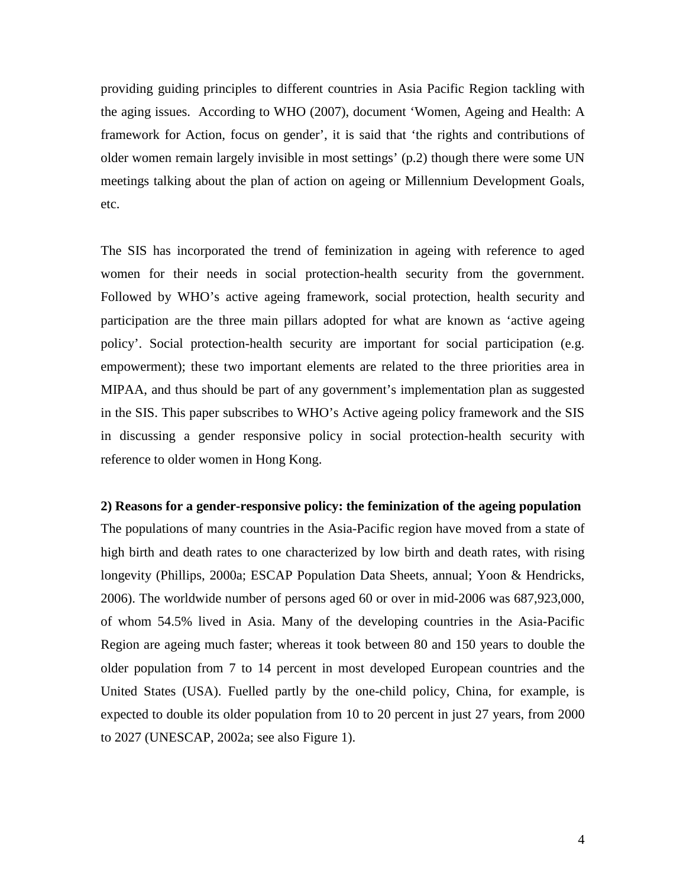providing guiding principles to different countries in Asia Pacific Region tackling with the aging issues. According to WHO (2007), document 'Women, Ageing and Health: A framework for Action, focus on gender', it is said that 'the rights and contributions of older women remain largely invisible in most settings' (p.2) though there were some UN meetings talking about the plan of action on ageing or Millennium Development Goals, etc.

The SIS has incorporated the trend of feminization in ageing with reference to aged women for their needs in social protection-health security from the government. Followed by WHO's active ageing framework, social protection, health security and participation are the three main pillars adopted for what are known as 'active ageing policy'. Social protection-health security are important for social participation (e.g. empowerment); these two important elements are related to the three priorities area in MIPAA, and thus should be part of any government's implementation plan as suggested in the SIS. This paper subscribes to WHO's Active ageing policy framework and the SIS in discussing a gender responsive policy in social protection-health security with reference to older women in Hong Kong.

**2) Reasons for a gender-responsive policy: the feminization of the ageing population**

The populations of many countries in the Asia-Pacific region have moved from a state of high birth and death rates to one characterized by low birth and death rates, with rising longevity (Phillips, 2000a; ESCAP Population Data Sheets, annual; Yoon & Hendricks, 2006). The worldwide number of persons aged 60 or over in mid-2006 was 687,923,000, of whom 54.5% lived in Asia. Many of the developing countries in the Asia-Pacific Region are ageing much faster; whereas it took between 80 and 150 years to double the older population from 7 to 14 percent in most developed European countries and the United States (USA). Fuelled partly by the one-child policy, China, for example, is expected to double its older population from 10 to 20 percent in just 27 years, from 2000 to 2027 (UNESCAP, 2002a; see also Figure 1).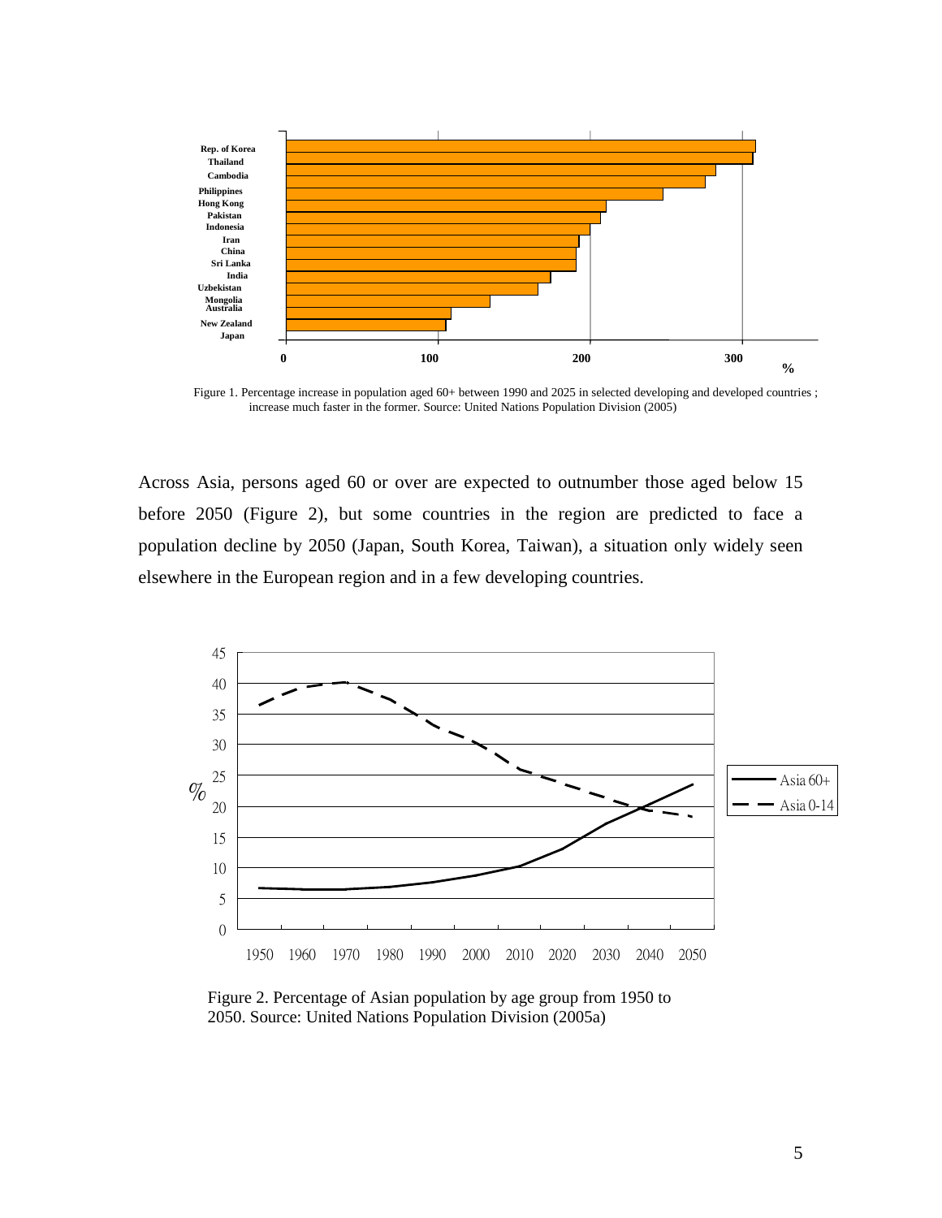Figure 1. Percentage increase in population aged 60+ between 1990 and 2025 in selected developing and developed countries ; increase much faster in the former. Source: United Nations Population Division (2005)

Across Asia, persons aged 60 or over are expected to outnumber those aged below 15 before 2050 (Figure 2), but some countries in the region are predicted to face a population decline by 2050 (Japan, South Korea, Taiwan), a situation only widely seen elsewhere in the European region and in a few developing countries.

Figure 2. Percentage of Asian population by age group from 1950 to 2050. Source: United Nations Population Division (2005a)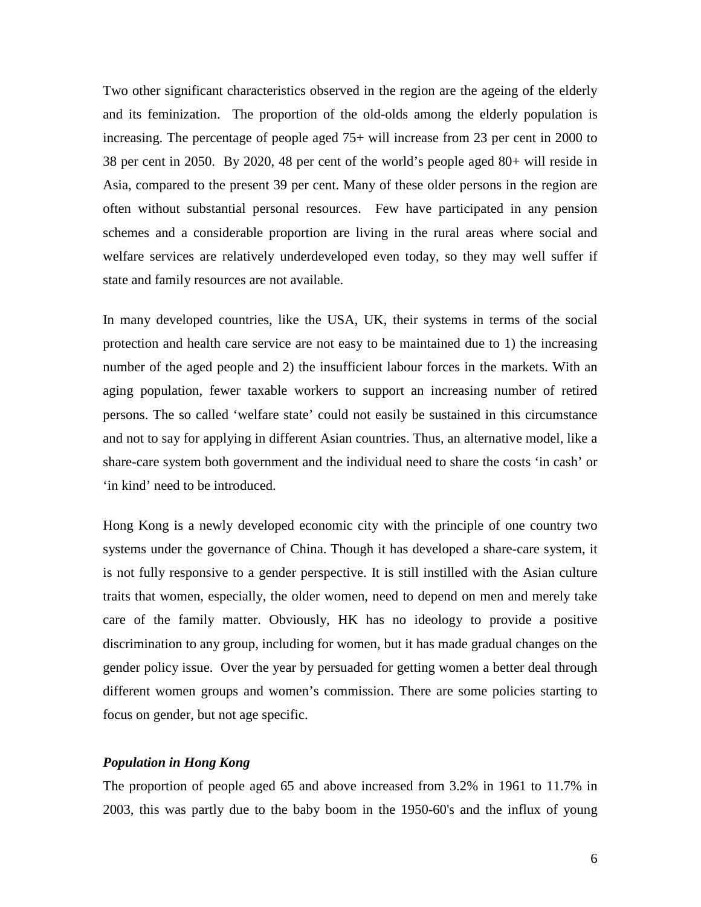Two other significant characteristics observed in the region are the ageing of the elderly and its feminization. The proportion of the old-olds among the elderly population is increasing. The percentage of people aged 75+ will increase from 23 per cent in 2000 to 38 per cent in 2050. By 2020, 48 per cent of the world's people aged 80+ will reside in Asia, compared to the present 39 per cent. Many of these older persons in the region are often without substantial personal resources. Few have participated in any pension schemes and a considerable proportion are living in the rural areas where social and welfare services are relatively underdeveloped even today, so they may well suffer if state and family resources are not available.

In many developed countries, like the USA, UK, their systems in terms of the social protection and health care service are not easy to be maintained due to 1) the increasing number of the aged people and 2) the insufficient labour forces in the markets. With an aging population, fewer taxable workers to support an increasing number of retired persons. The so called 'welfare state' could not easily be sustained in this circumstance and not to say for applying in different Asian countries. Thus, an alternative model, like a share-care system both government and the individual need to share the costs 'in cash' or 'in kind' need to be introduced.

Hong Kong is a newly developed economic city with the principle of one country two systems under the governance of China. Though it has developed a share-care system, it is not fully responsive to a gender perspective. It is still instilled with the Asian culture traits that women, especially, the older women, need to depend on men and merely take care of the family matter. Obviously, HK has no ideology to provide a positive discrimination to any group, including for women, but it has made gradual changes on the gender policy issue. Over the year by persuaded for getting women a better deal through different women groups and women's commission. There are some policies starting to focus on gender, but not age specific.

***Population in Hong Kong***

The proportion of people aged 65 and above increased from 3.2% in 1961 to 11.7% in 2003, this was partly due to the baby boom in the 1950-60's and the influx of young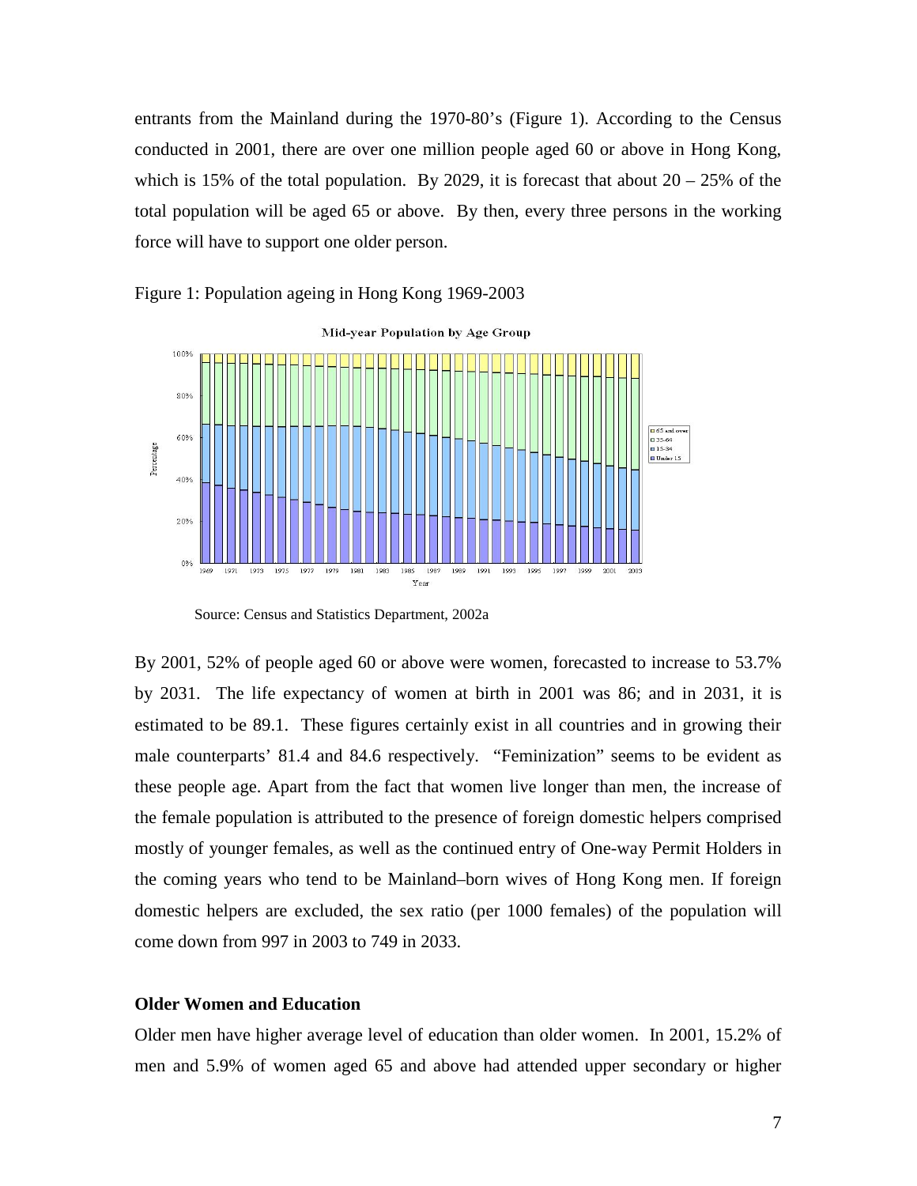entrants from the Mainland during the 1970-80's (Figure 1). According to the Census conducted in 2001, there are over one million people aged 60 or above in Hong Kong, which is 15% of the total population. By 2029, it is forecast that about 20 – 25% of the total population will be aged 65 or above. By then, every three persons in the working force will have to support one older person.

Figure 1: Population ageing in Hong Kong 1969-2003

Source: Census and Statistics Department, 2002a

By 2001, 52% of people aged 60 or above were women, forecasted to increase to 53.7% by 2031. The life expectancy of women at birth in 2001 was 86; and in 2031, it is estimated to be 89.1. These figures certainly exist in all countries and in growing their male counterparts' 81.4 and 84.6 respectively. "Feminization" seems to be evident as these people age. Apart from the fact that women live longer than men, the increase of the female population is attributed to the presence of foreign domestic helpers comprised mostly of younger females, as well as the continued entry of One-way Permit Holders in the coming years who tend to be Mainland–born wives of Hong Kong men. If foreign domestic helpers are excluded, the sex ratio (per 1000 females) of the population will come down from 997 in 2003 to 749 in 2033.

**Older Women and Education**

Older men have higher average level of education than older women. In 2001, 15.2% of men and 5.9% of women aged 65 and above had attended upper secondary or higher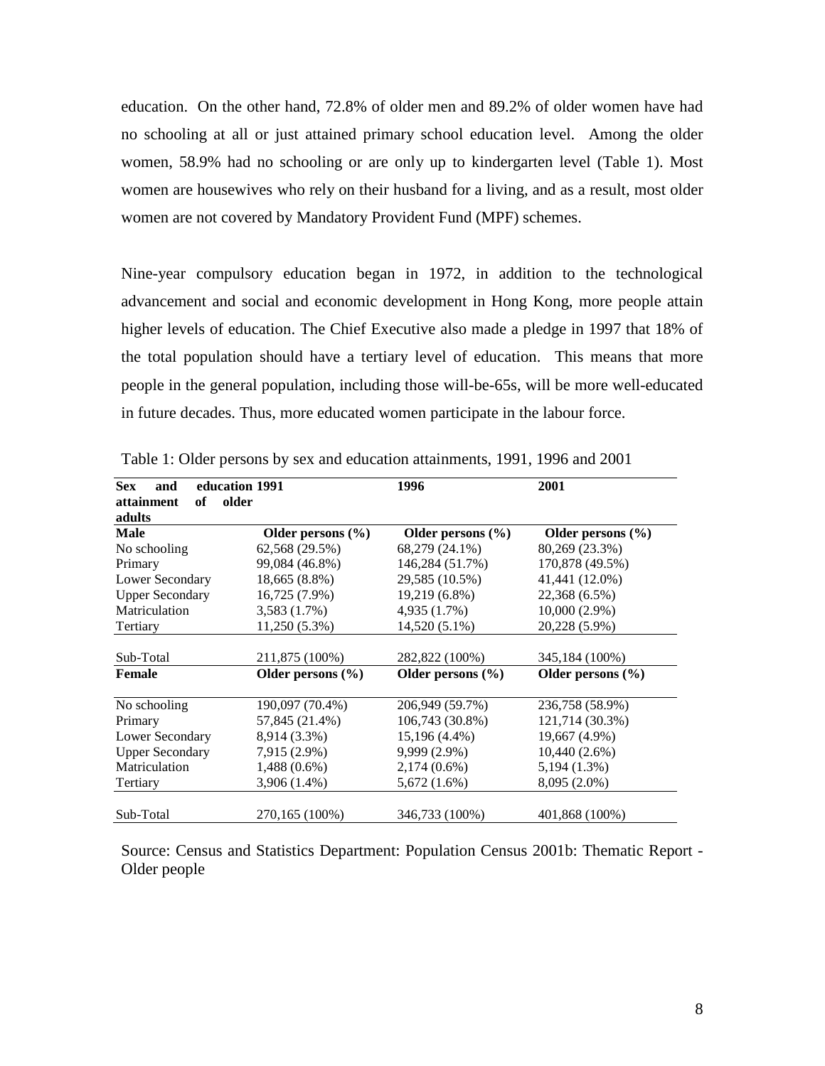education. On the other hand, 72.8% of older men and 89.2% of older women have had no schooling at all or just attained primary school education level. Among the older women, 58.9% had no schooling or are only up to kindergarten level (Table 1). Most women are housewives who rely on their husband for a living, and as a result, most older women are not covered by Mandatory Provident Fund (MPF) schemes.

Nine-year compulsory education began in 1972, in addition to the technological advancement and social and economic development in Hong Kong, more people attain higher levels of education. The Chief Executive also made a pledge in 1997 that 18% of the total population should have a tertiary level of education. This means that more people in the general population, including those will-be-65s, will be more well-educated in future decades. Thus, more educated women participate in the labour force.

Table 1: Older persons by sex and education attainments, 1991, 1996 and 2001

| **Sex and education attainment of older adults** | **1991** | **1996** | **2001** |
|---|---|---|---|
| **Male** | **Older persons (%)** | **Older persons (%)** | **Older persons (%)** |
| No schooling | 62,568 (29.5%) | 68,279 (24.1%) | 80,269 (23.3%) |
| Primary | 99,084 (46.8%) | 146,284 (51.7%) | 170,878 (49.5%) |
| Lower Secondary | 18,665 (8.8%) | 29,585 (10.5%) | 41,441 (12.0%) |
| Upper Secondary | 16,725 (7.9%) | 19,219 (6.8%) | 22,368 (6.5%) |
| Matriculation | 3,583 (1.7%) | 4,935 (1.7%) | 10,000 (2.9%) |
| Tertiary | 11,250 (5.3%) | 14,520 (5.1%) | 20,228 (5.9%) |
| Sub-Total | 211,875 (100%) | 282,822 (100%) | 345,184 (100%) |
| **Female** | **Older persons (%)** | **Older persons (%)** | **Older persons (%)** |
| No schooling | 190,097 (70.4%) | 206,949 (59.7%) | 236,758 (58.9%) |
| Primary | 57,845 (21.4%) | 106,743 (30.8%) | 121,714 (30.3%) |
| Lower Secondary | 8,914 (3.3%) | 15,196 (4.4%) | 19,667 (4.9%) |
| Upper Secondary | 7,915 (2.9%) | 9,999 (2.9%) | 10,440 (2.6%) |
| Matriculation | 1,488 (0.6%) | 2,174 (0.6%) | 5,194 (1.3%) |
| Tertiary | 3,906 (1.4%) | 5,672 (1.6%) | 8,095 (2.0%) |
| Sub-Total | 270,165 (100%) | 346,733 (100%) | 401,868 (100%) |

Source: Census and Statistics Department: Population Census 2001b: Thematic Report - Older people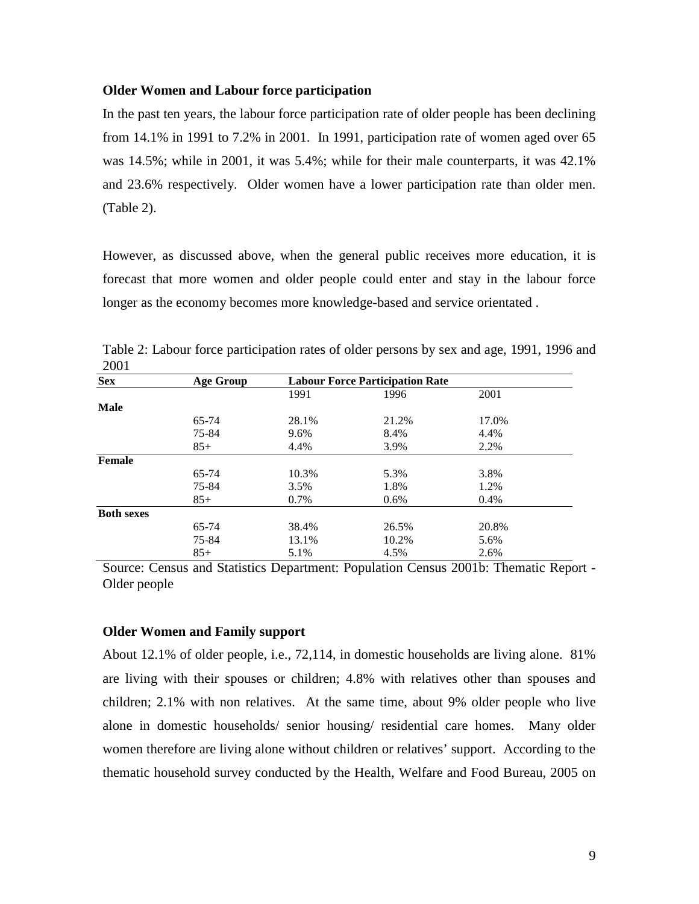**Older Women and Labour force participation**

In the past ten years, the labour force participation rate of older people has been declining from 14.1% in 1991 to 7.2% in 2001. In 1991, participation rate of women aged over 65 was 14.5%; while in 2001, it was 5.4%; while for their male counterparts, it was 42.1% and 23.6% respectively. Older women have a lower participation rate than older men. (Table 2).

However, as discussed above, when the general public receives more education, it is forecast that more women and older people could enter and stay in the labour force longer as the economy becomes more knowledge-based and service orientated .

Table 2: Labour force participation rates of older persons by sex and age, 1991, 1996 and 2001

| Sex | Age Group | Labour Force Participation Rate | | |
|---|---|---|---|---|
| | | 1991 | 1996 | 2001 |
| **Male** | | | | |
| | 65-74 | 28.1% | 21.2% | 17.0% |
| | 75-84 | 9.6% | 8.4% | 4.4% |
| | 85+ | 4.4% | 3.9% | 2.2% |
| **Female** | | | | |
| | 65-74 | 10.3% | 5.3% | 3.8% |
| | 75-84 | 3.5% | 1.8% | 1.2% |
| | 85+ | 0.7% | 0.6% | 0.4% |
| **Both sexes** | | | | |
| | 65-74 | 38.4% | 26.5% | 20.8% |
| | 75-84 | 13.1% | 10.2% | 5.6% |
| | 85+ | 5.1% | 4.5% | 2.6% |

Source: Census and Statistics Department: Population Census 2001b: Thematic Report - Older people

**Older Women and Family support**

About 12.1% of older people, i.e., 72,114, in domestic households are living alone. 81% are living with their spouses or children; 4.8% with relatives other than spouses and children; 2.1% with non relatives. At the same time, about 9% older people who live alone in domestic households/ senior housing/ residential care homes. Many older women therefore are living alone without children or relatives' support. According to the thematic household survey conducted by the Health, Welfare and Food Bureau, 2005 on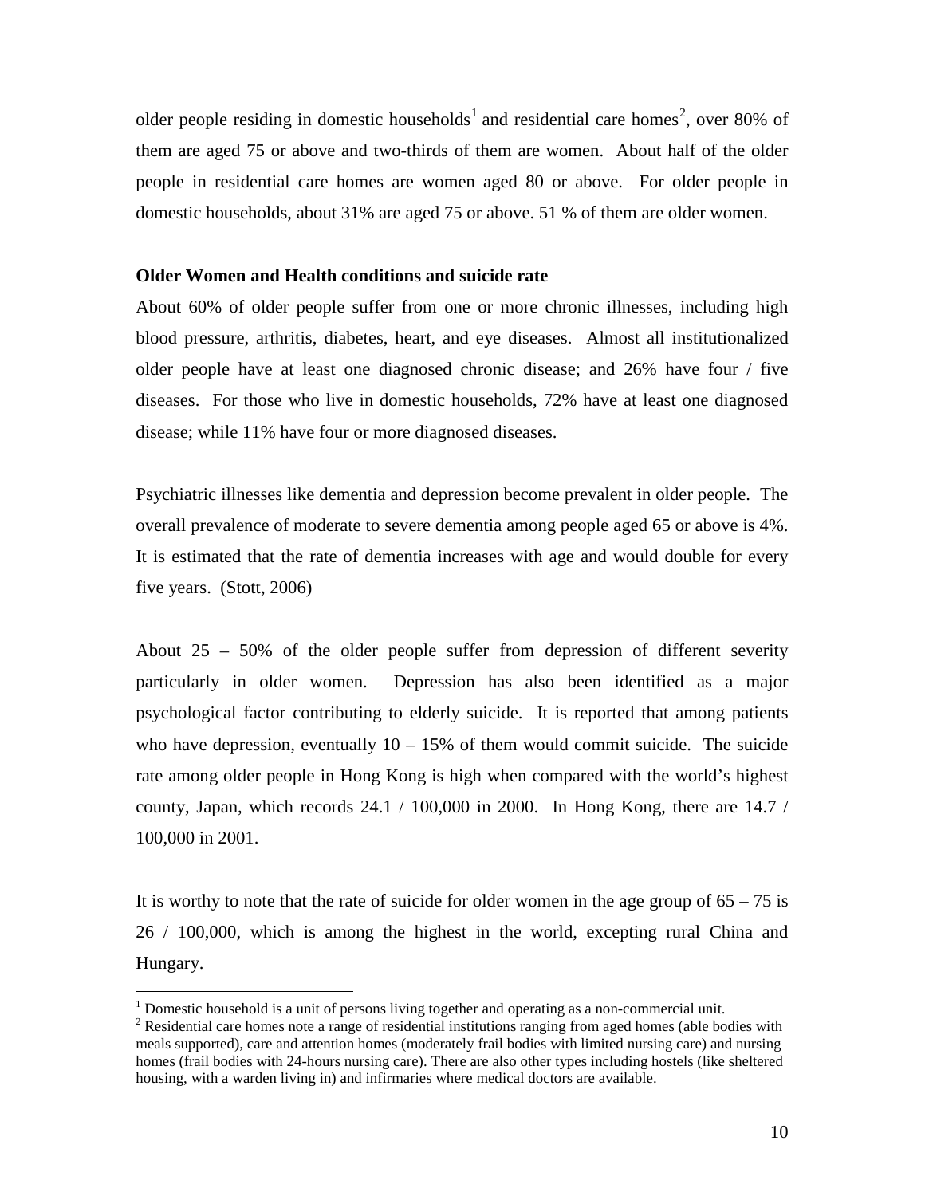older people residing in domestic households[1] and residential care homes[2], over 80% of them are aged 75 or above and two-thirds of them are women. About half of the older people in residential care homes are women aged 80 or above. For older people in domestic households, about 31% are aged 75 or above. 51 % of them are older women.

**Older Women and Health conditions and suicide rate**

About 60% of older people suffer from one or more chronic illnesses, including high blood pressure, arthritis, diabetes, heart, and eye diseases. Almost all institutionalized older people have at least one diagnosed chronic disease; and 26% have four / five diseases. For those who live in domestic households, 72% have at least one diagnosed disease; while 11% have four or more diagnosed diseases.

Psychiatric illnesses like dementia and depression become prevalent in older people. The overall prevalence of moderate to severe dementia among people aged 65 or above is 4%. It is estimated that the rate of dementia increases with age and would double for every five years. (Stott, 2006)

About 25 – 50% of the older people suffer from depression of different severity particularly in older women. Depression has also been identified as a major psychological factor contributing to elderly suicide. It is reported that among patients who have depression, eventually 10 – 15% of them would commit suicide. The suicide rate among older people in Hong Kong is high when compared with the world's highest county, Japan, which records 24.1 / 100,000 in 2000. In Hong Kong, there are 14.7 / 100,000 in 2001.

It is worthy to note that the rate of suicide for older women in the age group of 65 – 75 is 26 / 100,000, which is among the highest in the world, excepting rural China and Hungary.

---

[1] Domestic household is a unit of persons living together and operating as a non-commercial unit.

[2] Residential care homes note a range of residential institutions ranging from aged homes (able bodies with meals supported), care and attention homes (moderately frail bodies with limited nursing care) and nursing homes (frail bodies with 24-hours nursing care). There are also other types including hostels (like sheltered housing, with a warden living in) and infirmaries where medical doctors are available.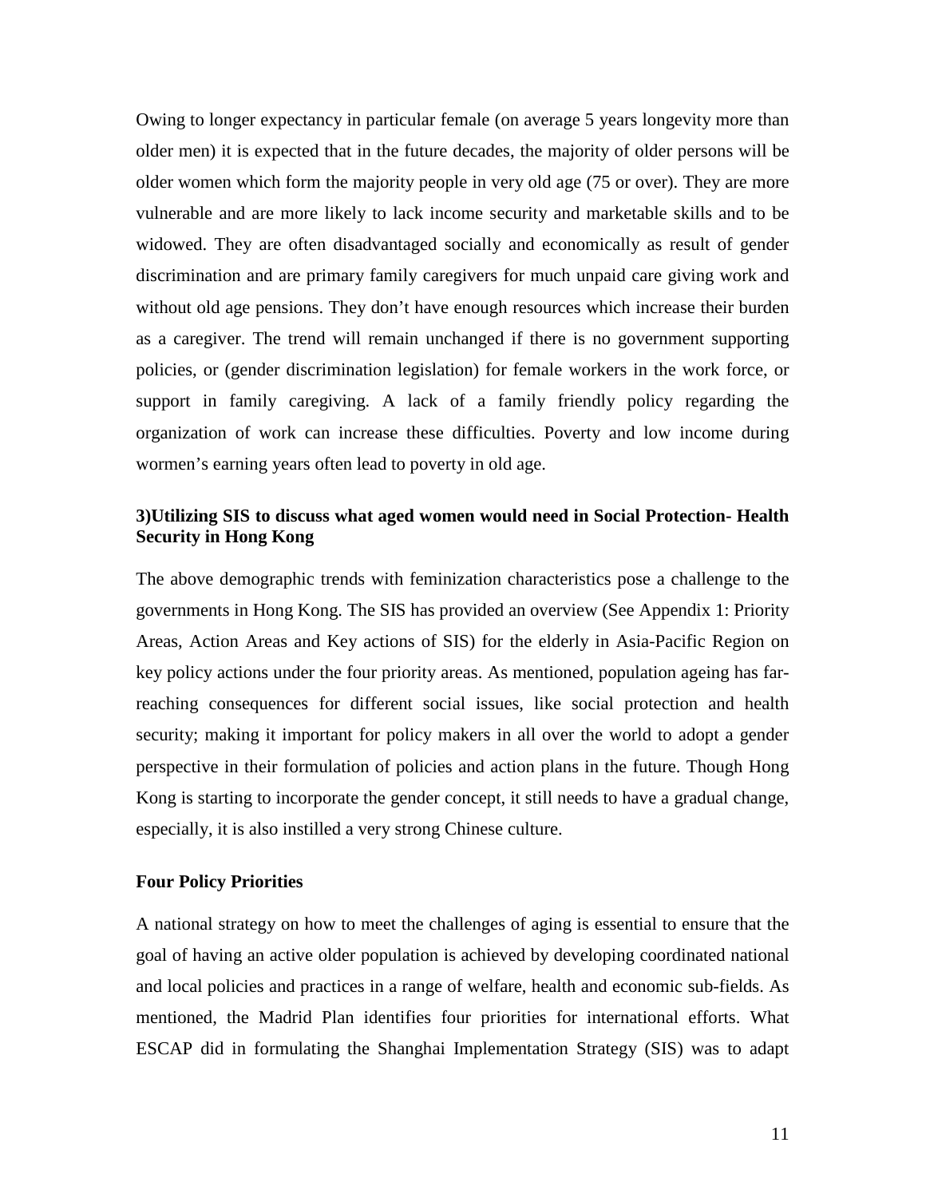Owing to longer expectancy in particular female (on average 5 years longevity more than older men) it is expected that in the future decades, the majority of older persons will be older women which form the majority people in very old age (75 or over). They are more vulnerable and are more likely to lack income security and marketable skills and to be widowed. They are often disadvantaged socially and economically as result of gender discrimination and are primary family caregivers for much unpaid care giving work and without old age pensions. They don't have enough resources which increase their burden as a caregiver. The trend will remain unchanged if there is no government supporting policies, or (gender discrimination legislation) for female workers in the work force, or support in family caregiving. A lack of a family friendly policy regarding the organization of work can increase these difficulties. Poverty and low income during wormen's earning years often lead to poverty in old age.

### 3)Utilizing SIS to discuss what aged women would need in Social Protection- Health Security in Hong Kong

The above demographic trends with feminization characteristics pose a challenge to the governments in Hong Kong. The SIS has provided an overview (See Appendix 1: Priority Areas, Action Areas and Key actions of SIS) for the elderly in Asia-Pacific Region on key policy actions under the four priority areas. As mentioned, population ageing has far-reaching consequences for different social issues, like social protection and health security; making it important for policy makers in all over the world to adopt a gender perspective in their formulation of policies and action plans in the future. Though Hong Kong is starting to incorporate the gender concept, it still needs to have a gradual change, especially, it is also instilled a very strong Chinese culture.

### Four Policy Priorities

A national strategy on how to meet the challenges of aging is essential to ensure that the goal of having an active older population is achieved by developing coordinated national and local policies and practices in a range of welfare, health and economic sub-fields. As mentioned, the Madrid Plan identifies four priorities for international efforts. What ESCAP did in formulating the Shanghai Implementation Strategy (SIS) was to adapt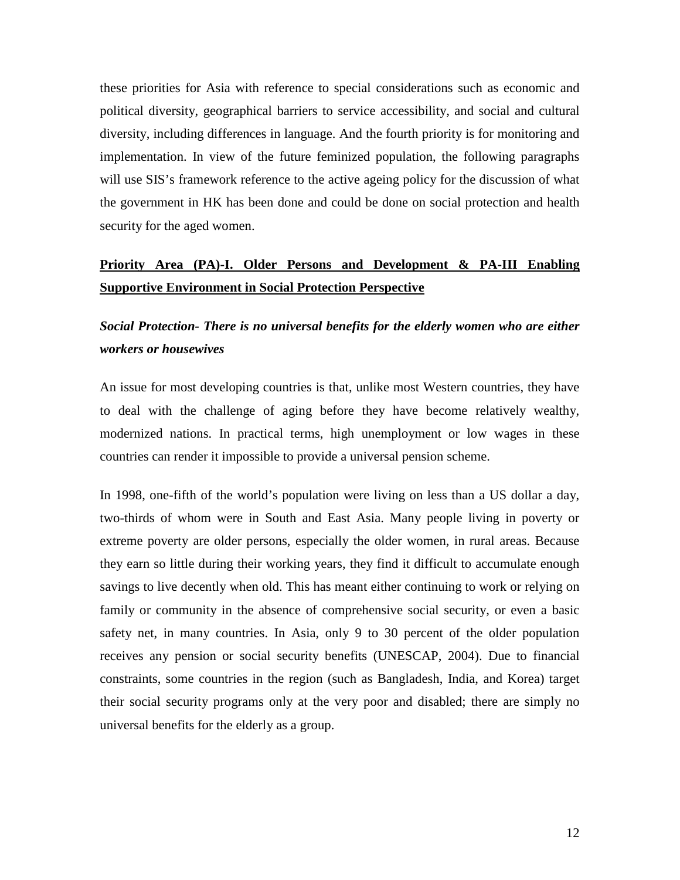these priorities for Asia with reference to special considerations such as economic and political diversity, geographical barriers to service accessibility, and social and cultural diversity, including differences in language. And the fourth priority is for monitoring and implementation. In view of the future feminized population, the following paragraphs will use SIS's framework reference to the active ageing policy for the discussion of what the government in HK has been done and could be done on social protection and health security for the aged women.

## **Priority Area (PA)-I. Older Persons and Development & PA-III Enabling Supportive Environment in Social Protection Perspective**

### ***Social Protection- There is no universal benefits for the elderly women who are either workers or housewives***

An issue for most developing countries is that, unlike most Western countries, they have to deal with the challenge of aging before they have become relatively wealthy, modernized nations. In practical terms, high unemployment or low wages in these countries can render it impossible to provide a universal pension scheme.

In 1998, one-fifth of the world's population were living on less than a US dollar a day, two-thirds of whom were in South and East Asia. Many people living in poverty or extreme poverty are older persons, especially the older women, in rural areas. Because they earn so little during their working years, they find it difficult to accumulate enough savings to live decently when old. This has meant either continuing to work or relying on family or community in the absence of comprehensive social security, or even a basic safety net, in many countries. In Asia, only 9 to 30 percent of the older population receives any pension or social security benefits (UNESCAP, 2004). Due to financial constraints, some countries in the region (such as Bangladesh, India, and Korea) target their social security programs only at the very poor and disabled; there are simply no universal benefits for the elderly as a group.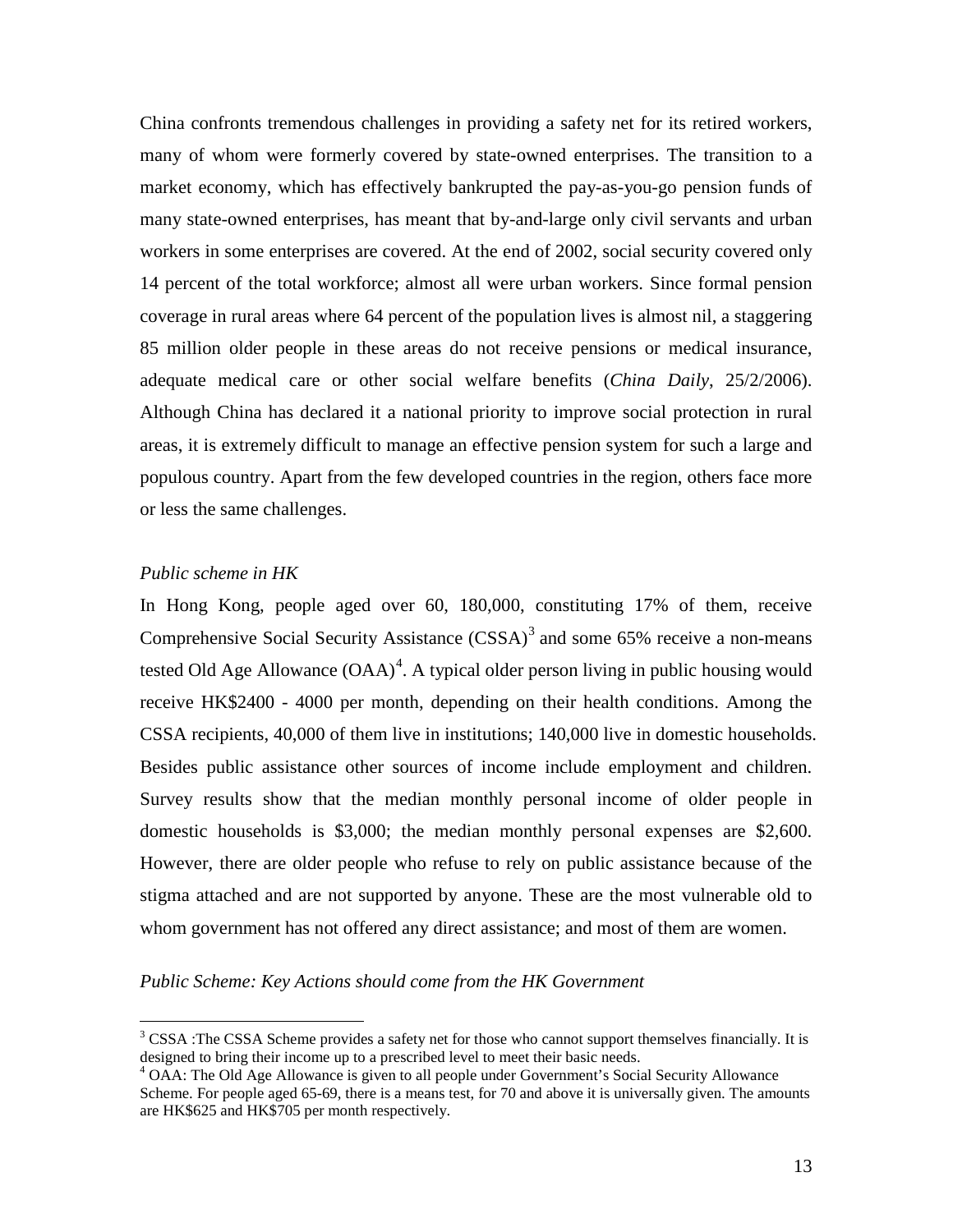China confronts tremendous challenges in providing a safety net for its retired workers, many of whom were formerly covered by state-owned enterprises. The transition to a market economy, which has effectively bankrupted the pay-as-you-go pension funds of many state-owned enterprises, has meant that by-and-large only civil servants and urban workers in some enterprises are covered. At the end of 2002, social security covered only 14 percent of the total workforce; almost all were urban workers. Since formal pension coverage in rural areas where 64 percent of the population lives is almost nil, a staggering 85 million older people in these areas do not receive pensions or medical insurance, adequate medical care or other social welfare benefits (*China Daily*, 25/2/2006). Although China has declared it a national priority to improve social protection in rural areas, it is extremely difficult to manage an effective pension system for such a large and populous country. Apart from the few developed countries in the region, others face more or less the same challenges.

*Public scheme in HK*

In Hong Kong, people aged over 60, 180,000, constituting 17% of them, receive Comprehensive Social Security Assistance (CSSA)[3] and some 65% receive a non-means tested Old Age Allowance (OAA)[4]. A typical older person living in public housing would receive HK$2400 - 4000 per month, depending on their health conditions. Among the CSSA recipients, 40,000 of them live in institutions; 140,000 live in domestic households. Besides public assistance other sources of income include employment and children. Survey results show that the median monthly personal income of older people in domestic households is $3,000; the median monthly personal expenses are $2,600. However, there are older people who refuse to rely on public assistance because of the stigma attached and are not supported by anyone. These are the most vulnerable old to whom government has not offered any direct assistance; and most of them are women.

*Public Scheme: Key Actions should come from the HK Government*

[3] CSSA :The CSSA Scheme provides a safety net for those who cannot support themselves financially. It is designed to bring their income up to a prescribed level to meet their basic needs.

[4] OAA: The Old Age Allowance is given to all people under Government's Social Security Allowance Scheme. For people aged 65-69, there is a means test, for 70 and above it is universally given. The amounts are HK$625 and HK$705 per month respectively.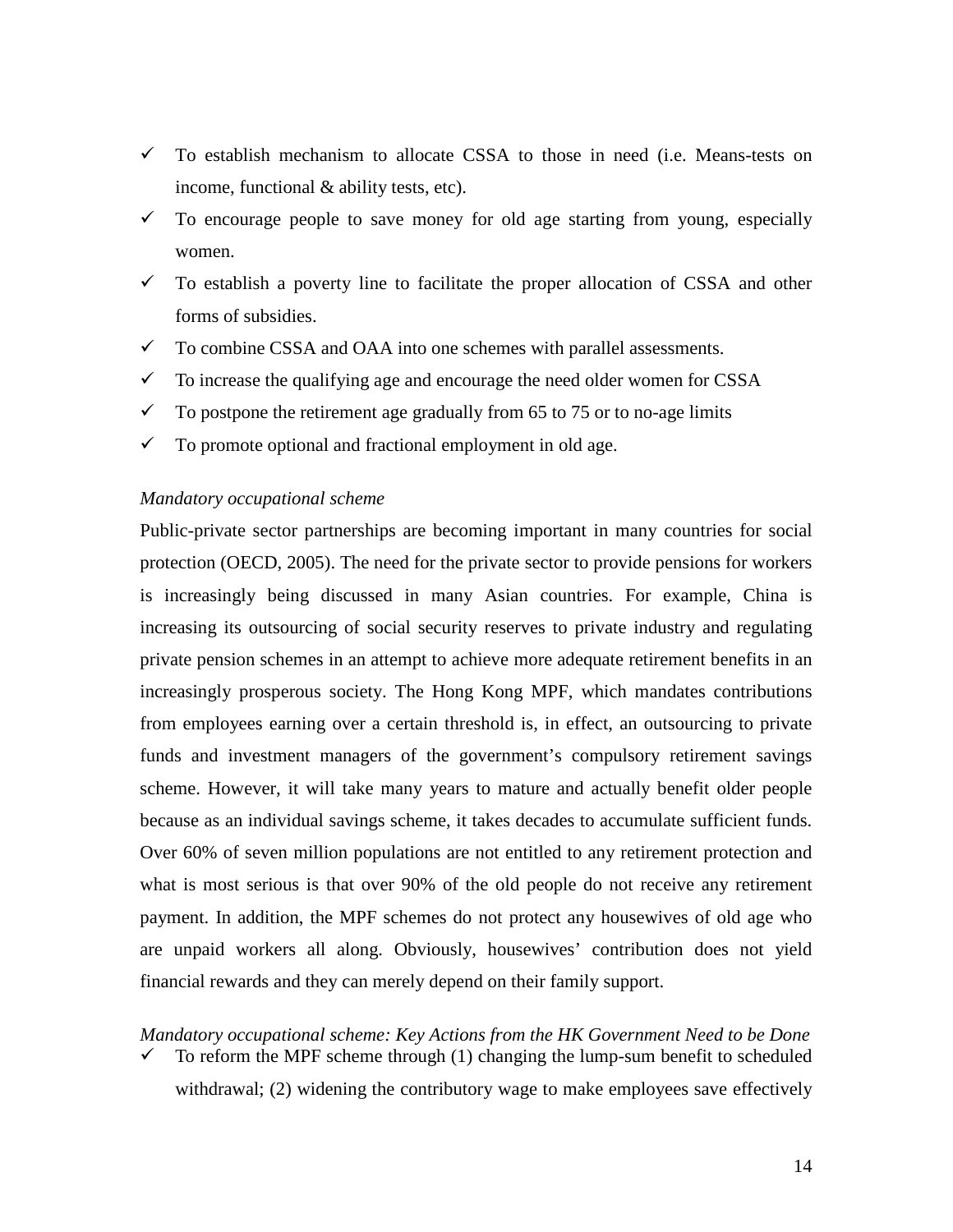- ✓ To establish mechanism to allocate CSSA to those in need (i.e. Means-tests on income, functional & ability tests, etc).
- ✓ To encourage people to save money for old age starting from young, especially women.
- ✓ To establish a poverty line to facilitate the proper allocation of CSSA and other forms of subsidies.
- ✓ To combine CSSA and OAA into one schemes with parallel assessments.
- ✓ To increase the qualifying age and encourage the need older women for CSSA
- ✓ To postpone the retirement age gradually from 65 to 75 or to no-age limits
- ✓ To promote optional and fractional employment in old age.

*Mandatory occupational scheme*

Public-private sector partnerships are becoming important in many countries for social protection (OECD, 2005). The need for the private sector to provide pensions for workers is increasingly being discussed in many Asian countries. For example, China is increasing its outsourcing of social security reserves to private industry and regulating private pension schemes in an attempt to achieve more adequate retirement benefits in an increasingly prosperous society. The Hong Kong MPF, which mandates contributions from employees earning over a certain threshold is, in effect, an outsourcing to private funds and investment managers of the government's compulsory retirement savings scheme. However, it will take many years to mature and actually benefit older people because as an individual savings scheme, it takes decades to accumulate sufficient funds. Over 60% of seven million populations are not entitled to any retirement protection and what is most serious is that over 90% of the old people do not receive any retirement payment. In addition, the MPF schemes do not protect any housewives of old age who are unpaid workers all along. Obviously, housewives' contribution does not yield financial rewards and they can merely depend on their family support.

*Mandatory occupational scheme: Key Actions from the HK Government Need to be Done*

- ✓ To reform the MPF scheme through (1) changing the lump-sum benefit to scheduled withdrawal; (2) widening the contributory wage to make employees save effectively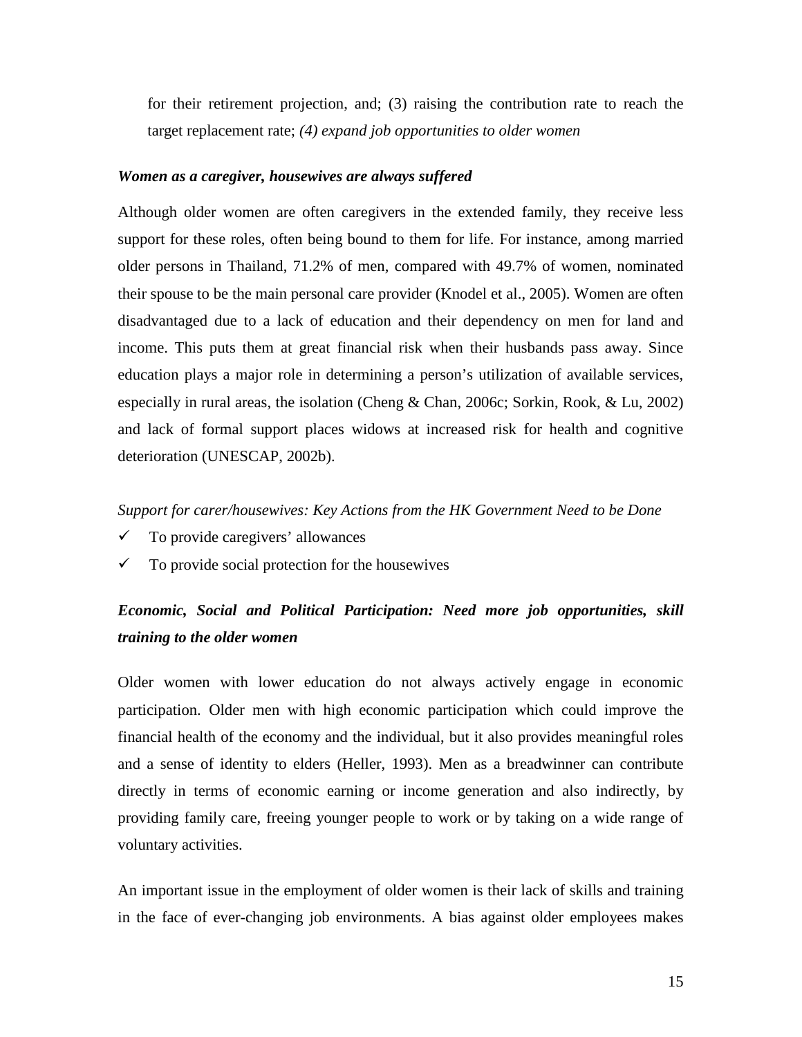for their retirement projection, and; (3) raising the contribution rate to reach the target replacement rate; *(4) expand job opportunities to older women*

***Women as a caregiver, housewives are always suffered***

Although older women are often caregivers in the extended family, they receive less support for these roles, often being bound to them for life. For instance, among married older persons in Thailand, 71.2% of men, compared with 49.7% of women, nominated their spouse to be the main personal care provider (Knodel et al., 2005). Women are often disadvantaged due to a lack of education and their dependency on men for land and income. This puts them at great financial risk when their husbands pass away. Since education plays a major role in determining a person's utilization of available services, especially in rural areas, the isolation (Cheng & Chan, 2006c; Sorkin, Rook, & Lu, 2002) and lack of formal support places widows at increased risk for health and cognitive deterioration (UNESCAP, 2002b).

*Support for carer/housewives: Key Actions from the HK Government Need to be Done*

- ✓ To provide caregivers' allowances
- ✓ To provide social protection for the housewives

***Economic, Social and Political Participation: Need more job opportunities, skill training to the older women***

Older women with lower education do not always actively engage in economic participation. Older men with high economic participation which could improve the financial health of the economy and the individual, but it also provides meaningful roles and a sense of identity to elders (Heller, 1993). Men as a breadwinner can contribute directly in terms of economic earning or income generation and also indirectly, by providing family care, freeing younger people to work or by taking on a wide range of voluntary activities.

An important issue in the employment of older women is their lack of skills and training in the face of ever-changing job environments. A bias against older employees makes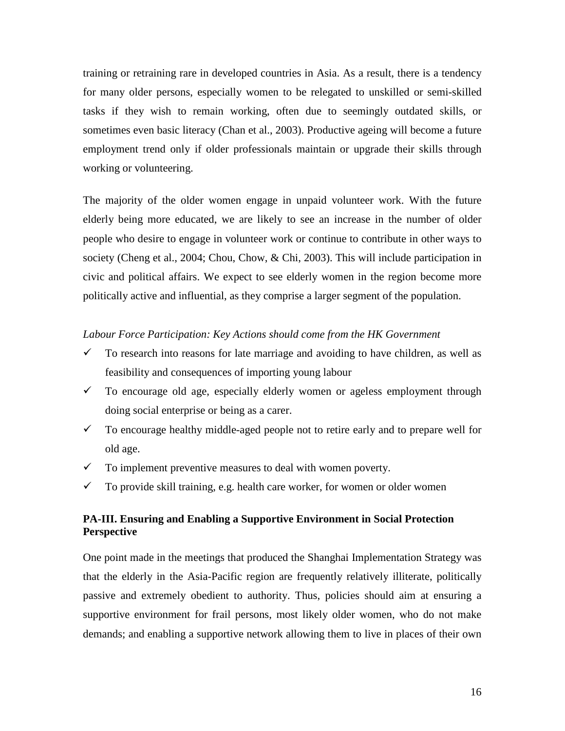training or retraining rare in developed countries in Asia. As a result, there is a tendency for many older persons, especially women to be relegated to unskilled or semi-skilled tasks if they wish to remain working, often due to seemingly outdated skills, or sometimes even basic literacy (Chan et al., 2003). Productive ageing will become a future employment trend only if older professionals maintain or upgrade their skills through working or volunteering.

The majority of the older women engage in unpaid volunteer work. With the future elderly being more educated, we are likely to see an increase in the number of older people who desire to engage in volunteer work or continue to contribute in other ways to society (Cheng et al., 2004; Chou, Chow, & Chi, 2003). This will include participation in civic and political affairs. We expect to see elderly women in the region become more politically active and influential, as they comprise a larger segment of the population.

*Labour Force Participation: Key Actions should come from the HK Government*

- ✓ To research into reasons for late marriage and avoiding to have children, as well as feasibility and consequences of importing young labour
- ✓ To encourage old age, especially elderly women or ageless employment through doing social enterprise or being as a carer.
- ✓ To encourage healthy middle-aged people not to retire early and to prepare well for old age.
- ✓ To implement preventive measures to deal with women poverty.
- ✓ To provide skill training, e.g. health care worker, for women or older women

**PA-III. Ensuring and Enabling a Supportive Environment in Social Protection Perspective**

One point made in the meetings that produced the Shanghai Implementation Strategy was that the elderly in the Asia-Pacific region are frequently relatively illiterate, politically passive and extremely obedient to authority. Thus, policies should aim at ensuring a supportive environment for frail persons, most likely older women, who do not make demands; and enabling a supportive network allowing them to live in places of their own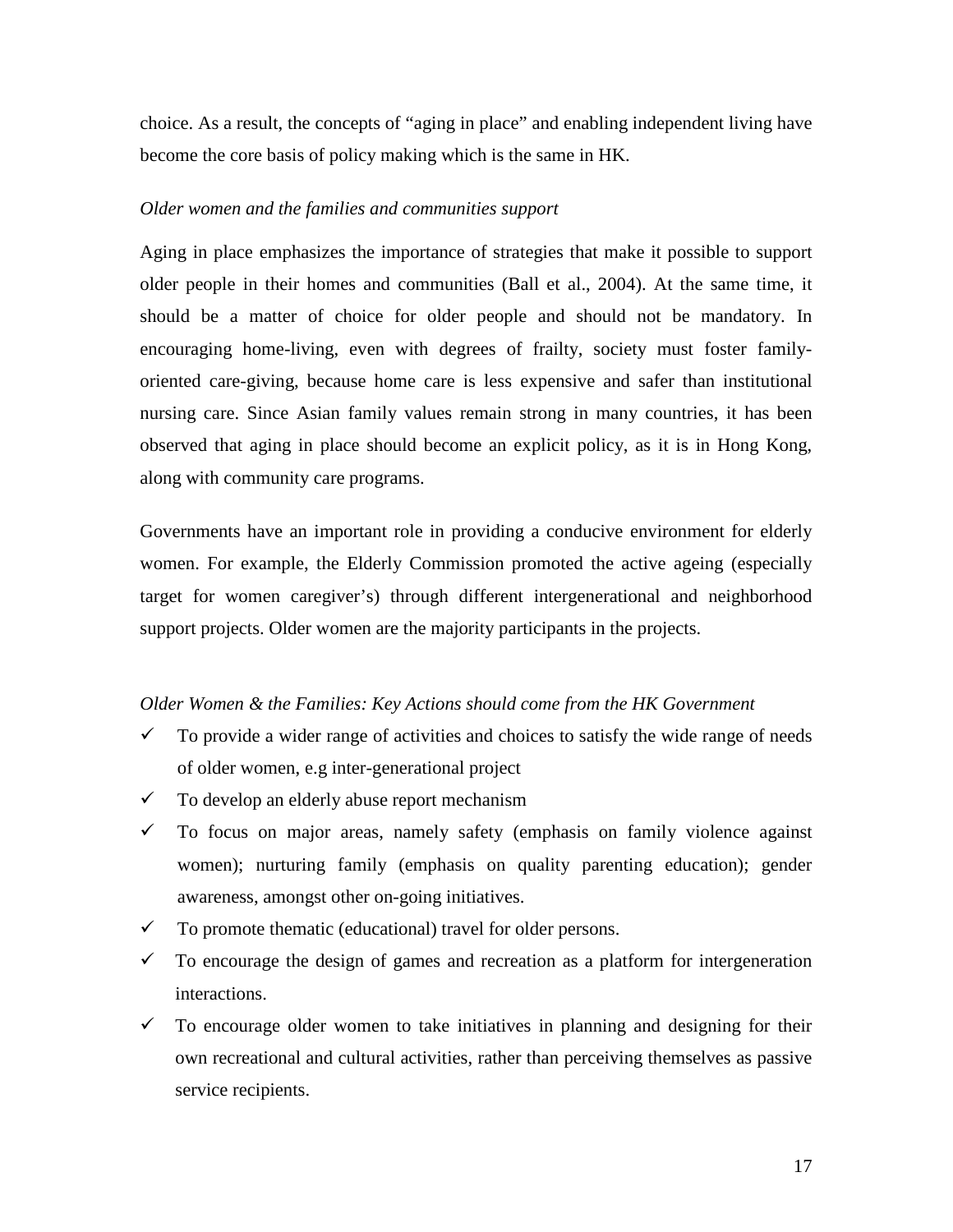choice. As a result, the concepts of "aging in place" and enabling independent living have become the core basis of policy making which is the same in HK.

*Older women and the families and communities support*

Aging in place emphasizes the importance of strategies that make it possible to support older people in their homes and communities (Ball et al., 2004). At the same time, it should be a matter of choice for older people and should not be mandatory. In encouraging home-living, even with degrees of frailty, society must foster family-oriented care-giving, because home care is less expensive and safer than institutional nursing care. Since Asian family values remain strong in many countries, it has been observed that aging in place should become an explicit policy, as it is in Hong Kong, along with community care programs.

Governments have an important role in providing a conducive environment for elderly women. For example, the Elderly Commission promoted the active ageing (especially target for women caregiver's) through different intergenerational and neighborhood support projects. Older women are the majority participants in the projects.

*Older Women & the Families: Key Actions should come from the HK Government*

- ✓ To provide a wider range of activities and choices to satisfy the wide range of needs of older women, e.g inter-generational project
- ✓ To develop an elderly abuse report mechanism
- ✓ To focus on major areas, namely safety (emphasis on family violence against women); nurturing family (emphasis on quality parenting education); gender awareness, amongst other on-going initiatives.
- ✓ To promote thematic (educational) travel for older persons.
- ✓ To encourage the design of games and recreation as a platform for intergeneration interactions.
- ✓ To encourage older women to take initiatives in planning and designing for their own recreational and cultural activities, rather than perceiving themselves as passive service recipients.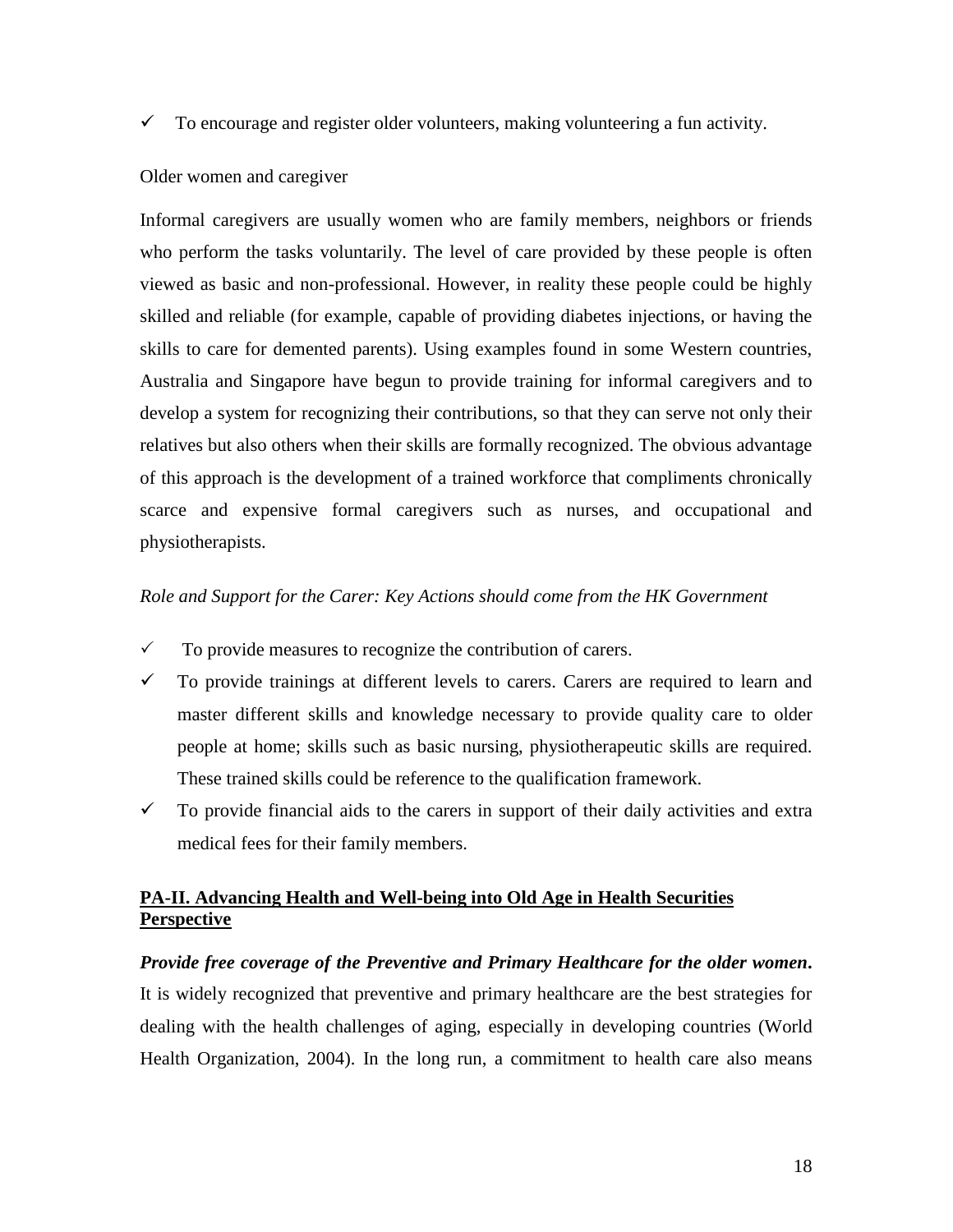- ✓ To encourage and register older volunteers, making volunteering a fun activity.

Older women and caregiver

Informal caregivers are usually women who are family members, neighbors or friends who perform the tasks voluntarily. The level of care provided by these people is often viewed as basic and non-professional. However, in reality these people could be highly skilled and reliable (for example, capable of providing diabetes injections, or having the skills to care for demented parents). Using examples found in some Western countries, Australia and Singapore have begun to provide training for informal caregivers and to develop a system for recognizing their contributions, so that they can serve not only their relatives but also others when their skills are formally recognized. The obvious advantage of this approach is the development of a trained workforce that compliments chronically scarce and expensive formal caregivers such as nurses, and occupational and physiotherapists.

*Role and Support for the Carer: Key Actions should come from the HK Government*

- ✓ To provide measures to recognize the contribution of carers.
- ✓ To provide trainings at different levels to carers. Carers are required to learn and master different skills and knowledge necessary to provide quality care to older people at home; skills such as basic nursing, physiotherapeutic skills are required. These trained skills could be reference to the qualification framework.
- ✓ To provide financial aids to the carers in support of their daily activities and extra medical fees for their family members.

## PA-II. Advancing Health and Well-being into Old Age in Health Securities Perspective

***Provide free coverage of the Preventive and Primary Healthcare for the older women.*** It is widely recognized that preventive and primary healthcare are the best strategies for dealing with the health challenges of aging, especially in developing countries (World Health Organization, 2004). In the long run, a commitment to health care also means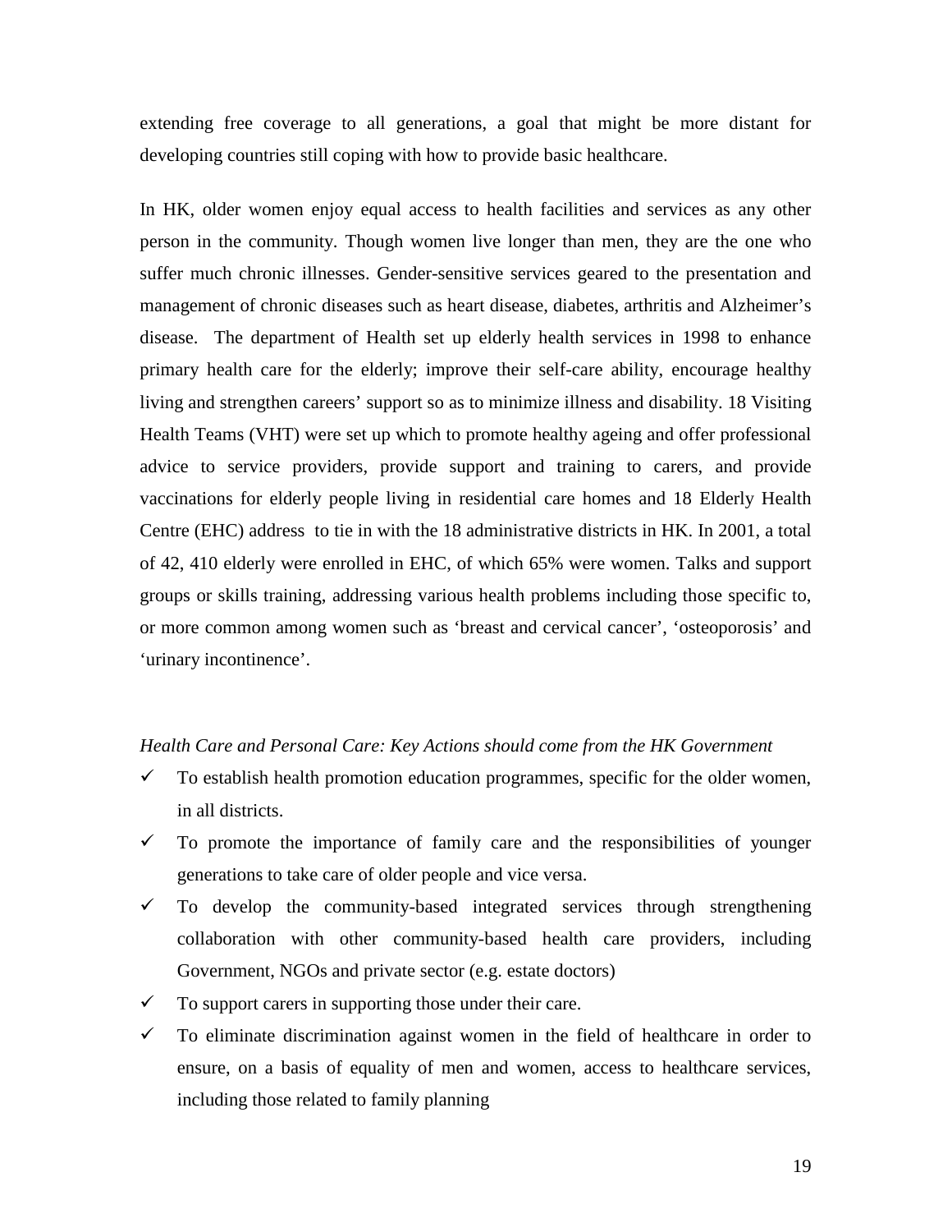extending free coverage to all generations, a goal that might be more distant for developing countries still coping with how to provide basic healthcare.

In HK, older women enjoy equal access to health facilities and services as any other person in the community. Though women live longer than men, they are the one who suffer much chronic illnesses. Gender-sensitive services geared to the presentation and management of chronic diseases such as heart disease, diabetes, arthritis and Alzheimer's disease. The department of Health set up elderly health services in 1998 to enhance primary health care for the elderly; improve their self-care ability, encourage healthy living and strengthen careers' support so as to minimize illness and disability. 18 Visiting Health Teams (VHT) were set up which to promote healthy ageing and offer professional advice to service providers, provide support and training to carers, and provide vaccinations for elderly people living in residential care homes and 18 Elderly Health Centre (EHC) address to tie in with the 18 administrative districts in HK. In 2001, a total of 42, 410 elderly were enrolled in EHC, of which 65% were women. Talks and support groups or skills training, addressing various health problems including those specific to, or more common among women such as 'breast and cervical cancer', 'osteoporosis' and 'urinary incontinence'.

*Health Care and Personal Care: Key Actions should come from the HK Government*

- ✓ To establish health promotion education programmes, specific for the older women, in all districts.
- ✓ To promote the importance of family care and the responsibilities of younger generations to take care of older people and vice versa.
- ✓ To develop the community-based integrated services through strengthening collaboration with other community-based health care providers, including Government, NGOs and private sector (e.g. estate doctors)
- ✓ To support carers in supporting those under their care.
- ✓ To eliminate discrimination against women in the field of healthcare in order to ensure, on a basis of equality of men and women, access to healthcare services, including those related to family planning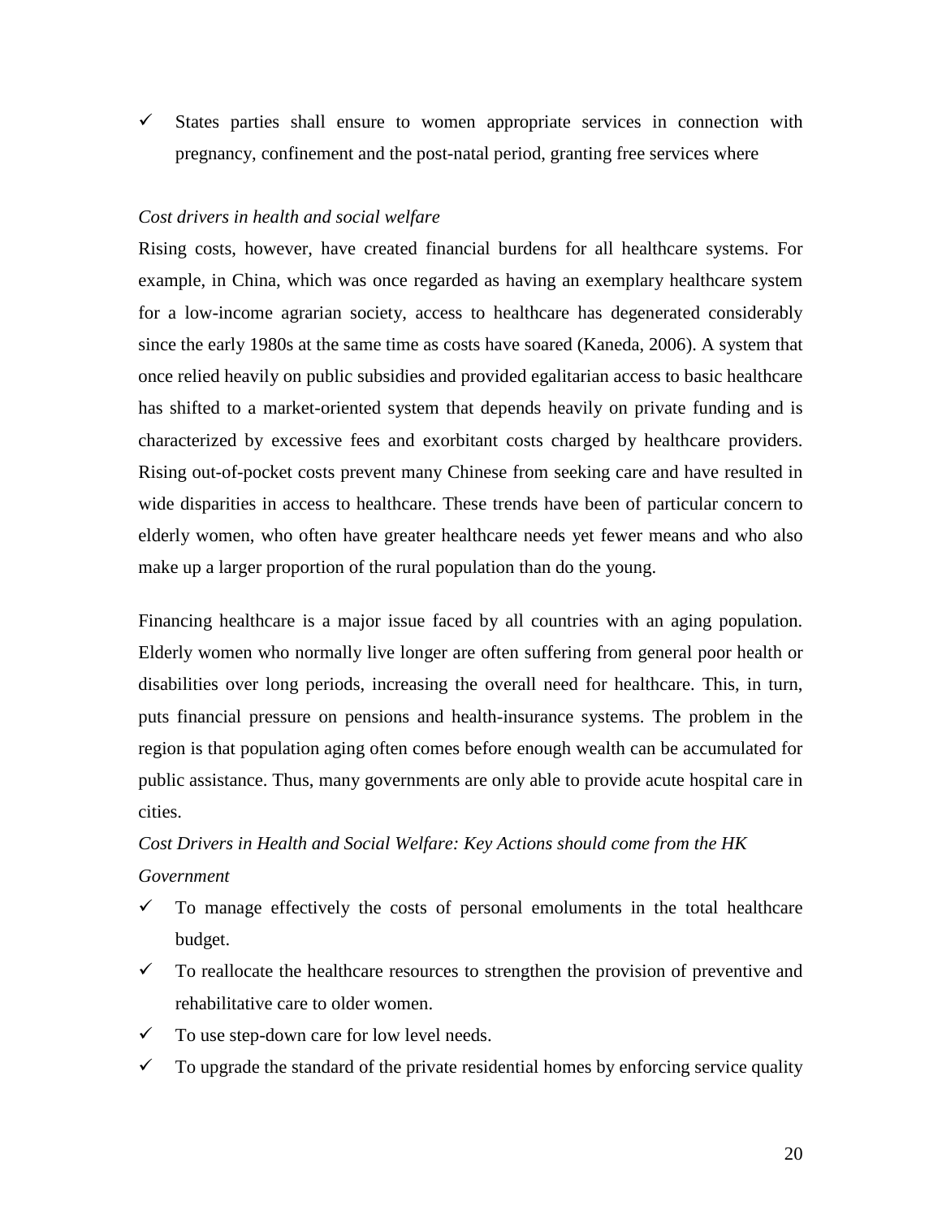- ✓ States parties shall ensure to women appropriate services in connection with pregnancy, confinement and the post-natal period, granting free services where

*Cost drivers in health and social welfare*

Rising costs, however, have created financial burdens for all healthcare systems. For example, in China, which was once regarded as having an exemplary healthcare system for a low-income agrarian society, access to healthcare has degenerated considerably since the early 1980s at the same time as costs have soared (Kaneda, 2006). A system that once relied heavily on public subsidies and provided egalitarian access to basic healthcare has shifted to a market-oriented system that depends heavily on private funding and is characterized by excessive fees and exorbitant costs charged by healthcare providers. Rising out-of-pocket costs prevent many Chinese from seeking care and have resulted in wide disparities in access to healthcare. These trends have been of particular concern to elderly women, who often have greater healthcare needs yet fewer means and who also make up a larger proportion of the rural population than do the young.

Financing healthcare is a major issue faced by all countries with an aging population. Elderly women who normally live longer are often suffering from general poor health or disabilities over long periods, increasing the overall need for healthcare. This, in turn, puts financial pressure on pensions and health-insurance systems. The problem in the region is that population aging often comes before enough wealth can be accumulated for public assistance. Thus, many governments are only able to provide acute hospital care in cities.

*Cost Drivers in Health and Social Welfare: Key Actions should come from the HK Government*

- ✓ To manage effectively the costs of personal emoluments in the total healthcare budget.
- ✓ To reallocate the healthcare resources to strengthen the provision of preventive and rehabilitative care to older women.
- ✓ To use step-down care for low level needs.
- ✓ To upgrade the standard of the private residential homes by enforcing service quality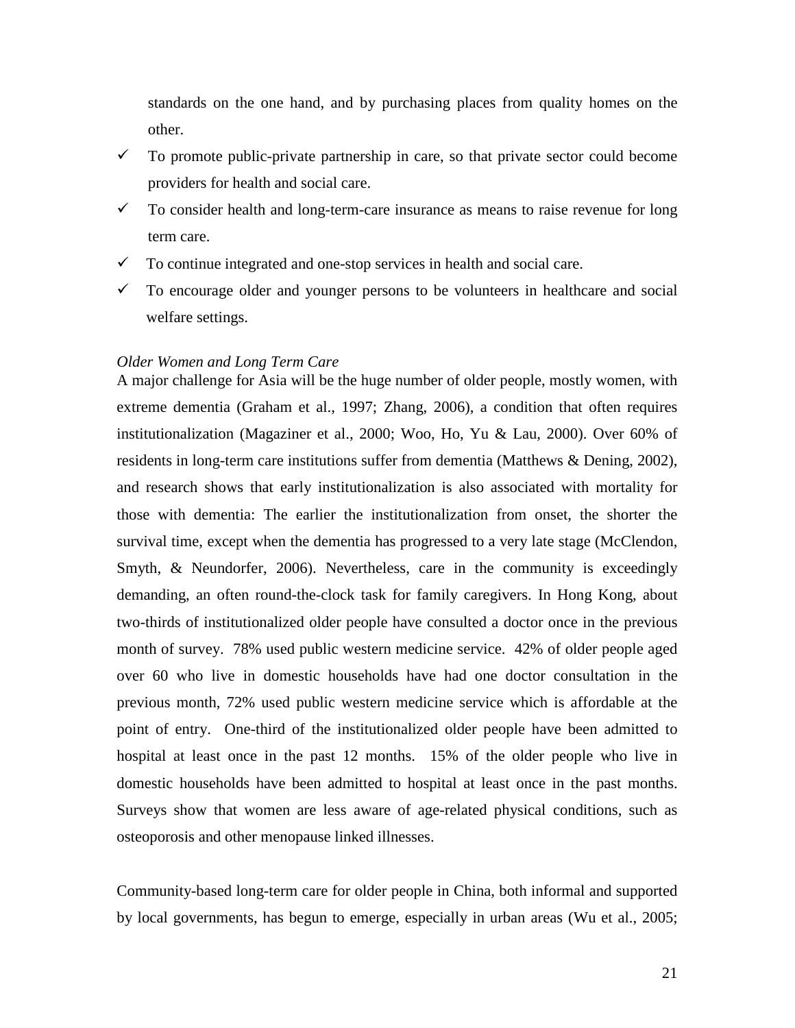standards on the one hand, and by purchasing places from quality homes on the other.

- ✓ To promote public-private partnership in care, so that private sector could become providers for health and social care.
- ✓ To consider health and long-term-care insurance as means to raise revenue for long term care.
- ✓ To continue integrated and one-stop services in health and social care.
- ✓ To encourage older and younger persons to be volunteers in healthcare and social welfare settings.

*Older Women and Long Term Care*

A major challenge for Asia will be the huge number of older people, mostly women, with extreme dementia (Graham et al., 1997; Zhang, 2006), a condition that often requires institutionalization (Magaziner et al., 2000; Woo, Ho, Yu & Lau, 2000). Over 60% of residents in long-term care institutions suffer from dementia (Matthews & Dening, 2002), and research shows that early institutionalization is also associated with mortality for those with dementia: The earlier the institutionalization from onset, the shorter the survival time, except when the dementia has progressed to a very late stage (McClendon, Smyth, & Neundorfer, 2006). Nevertheless, care in the community is exceedingly demanding, an often round-the-clock task for family caregivers. In Hong Kong, about two-thirds of institutionalized older people have consulted a doctor once in the previous month of survey. 78% used public western medicine service. 42% of older people aged over 60 who live in domestic households have had one doctor consultation in the previous month, 72% used public western medicine service which is affordable at the point of entry. One-third of the institutionalized older people have been admitted to hospital at least once in the past 12 months. 15% of the older people who live in domestic households have been admitted to hospital at least once in the past months. Surveys show that women are less aware of age-related physical conditions, such as osteoporosis and other menopause linked illnesses.

Community-based long-term care for older people in China, both informal and supported by local governments, has begun to emerge, especially in urban areas (Wu et al., 2005;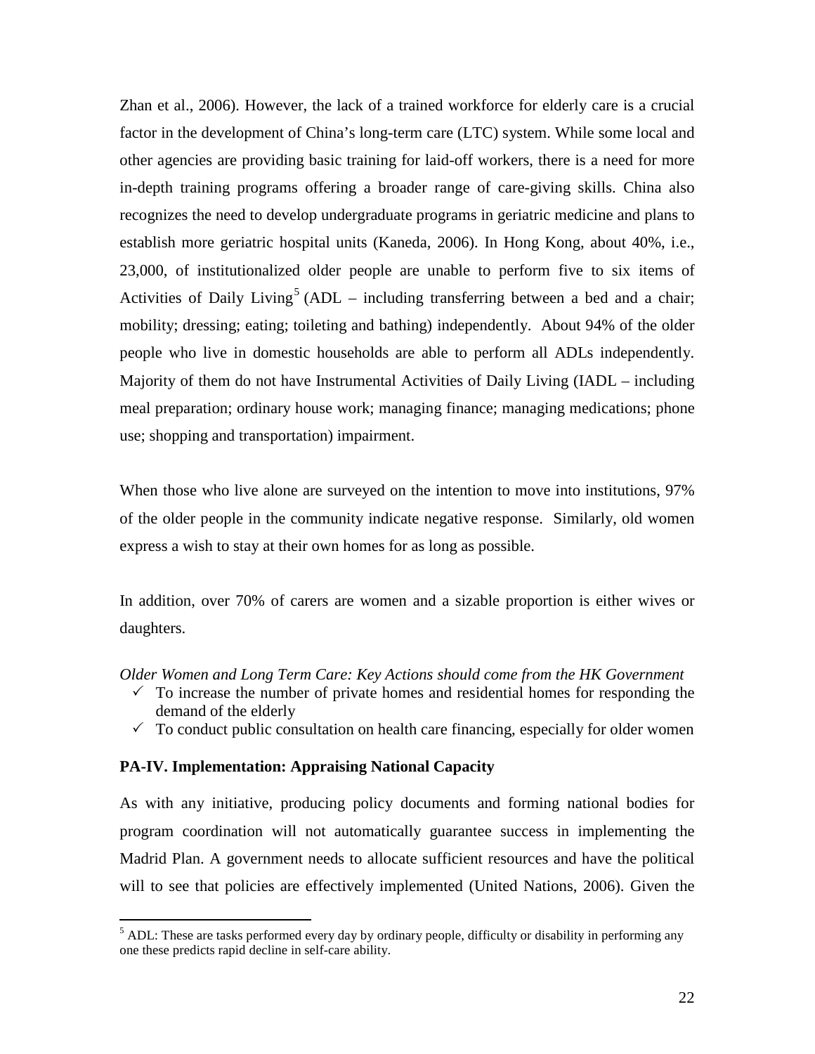Zhan et al., 2006). However, the lack of a trained workforce for elderly care is a crucial factor in the development of China's long-term care (LTC) system. While some local and other agencies are providing basic training for laid-off workers, there is a need for more in-depth training programs offering a broader range of care-giving skills. China also recognizes the need to develop undergraduate programs in geriatric medicine and plans to establish more geriatric hospital units (Kaneda, 2006). In Hong Kong, about 40%, i.e., 23,000, of institutionalized older people are unable to perform five to six items of Activities of Daily Living[5] (ADL – including transferring between a bed and a chair; mobility; dressing; eating; toileting and bathing) independently. About 94% of the older people who live in domestic households are able to perform all ADLs independently. Majority of them do not have Instrumental Activities of Daily Living (IADL – including meal preparation; ordinary house work; managing finance; managing medications; phone use; shopping and transportation) impairment.

When those who live alone are surveyed on the intention to move into institutions, 97% of the older people in the community indicate negative response. Similarly, old women express a wish to stay at their own homes for as long as possible.

In addition, over 70% of carers are women and a sizable proportion is either wives or daughters.

*Older Women and Long Term Care: Key Actions should come from the HK Government*

- ✓ To increase the number of private homes and residential homes for responding the demand of the elderly
- ✓ To conduct public consultation on health care financing, especially for older women

**PA-IV. Implementation: Appraising National Capacity**

As with any initiative, producing policy documents and forming national bodies for program coordination will not automatically guarantee success in implementing the Madrid Plan. A government needs to allocate sufficient resources and have the political will to see that policies are effectively implemented (United Nations, 2006). Given the

[5] ADL: These are tasks performed every day by ordinary people, difficulty or disability in performing any one these predicts rapid decline in self-care ability.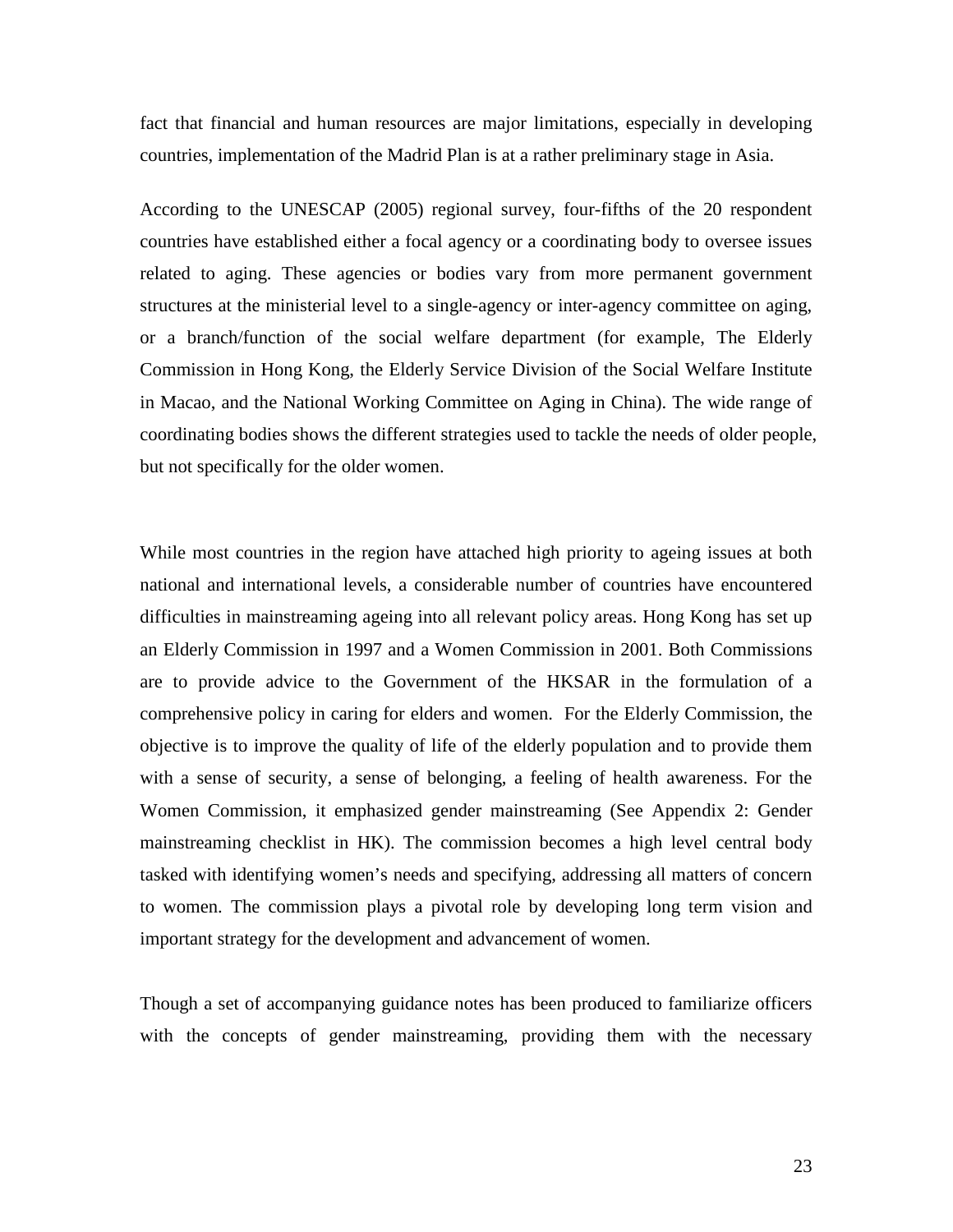fact that financial and human resources are major limitations, especially in developing countries, implementation of the Madrid Plan is at a rather preliminary stage in Asia.

According to the UNESCAP (2005) regional survey, four-fifths of the 20 respondent countries have established either a focal agency or a coordinating body to oversee issues related to aging. These agencies or bodies vary from more permanent government structures at the ministerial level to a single-agency or inter-agency committee on aging, or a branch/function of the social welfare department (for example, The Elderly Commission in Hong Kong, the Elderly Service Division of the Social Welfare Institute in Macao, and the National Working Committee on Aging in China). The wide range of coordinating bodies shows the different strategies used to tackle the needs of older people, but not specifically for the older women.

While most countries in the region have attached high priority to ageing issues at both national and international levels, a considerable number of countries have encountered difficulties in mainstreaming ageing into all relevant policy areas. Hong Kong has set up an Elderly Commission in 1997 and a Women Commission in 2001. Both Commissions are to provide advice to the Government of the HKSAR in the formulation of a comprehensive policy in caring for elders and women. For the Elderly Commission, the objective is to improve the quality of life of the elderly population and to provide them with a sense of security, a sense of belonging, a feeling of health awareness. For the Women Commission, it emphasized gender mainstreaming (See Appendix 2: Gender mainstreaming checklist in HK). The commission becomes a high level central body tasked with identifying women's needs and specifying, addressing all matters of concern to women. The commission plays a pivotal role by developing long term vision and important strategy for the development and advancement of women.

Though a set of accompanying guidance notes has been produced to familiarize officers with the concepts of gender mainstreaming, providing them with the necessary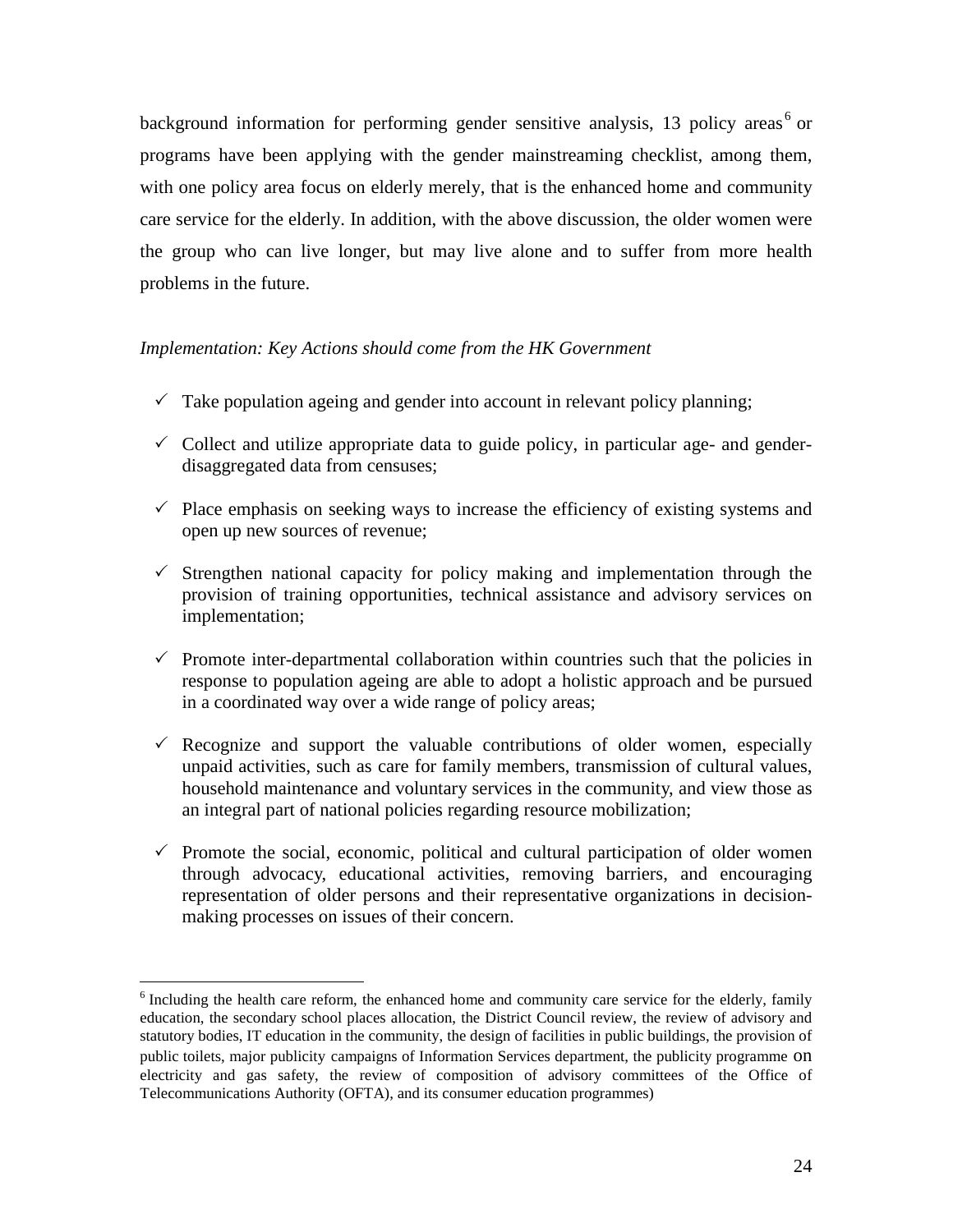background information for performing gender sensitive analysis, 13 policy areas[6] or programs have been applying with the gender mainstreaming checklist, among them, with one policy area focus on elderly merely, that is the enhanced home and community care service for the elderly. In addition, with the above discussion, the older women were the group who can live longer, but may live alone and to suffer from more health problems in the future.

*Implementation: Key Actions should come from the HK Government*

- ✓ Take population ageing and gender into account in relevant policy planning;
- ✓ Collect and utilize appropriate data to guide policy, in particular age- and gender-disaggregated data from censuses;
- ✓ Place emphasis on seeking ways to increase the efficiency of existing systems and open up new sources of revenue;
- ✓ Strengthen national capacity for policy making and implementation through the provision of training opportunities, technical assistance and advisory services on implementation;
- ✓ Promote inter-departmental collaboration within countries such that the policies in response to population ageing are able to adopt a holistic approach and be pursued in a coordinated way over a wide range of policy areas;
- ✓ Recognize and support the valuable contributions of older women, especially unpaid activities, such as care for family members, transmission of cultural values, household maintenance and voluntary services in the community, and view those as an integral part of national policies regarding resource mobilization;
- ✓ Promote the social, economic, political and cultural participation of older women through advocacy, educational activities, removing barriers, and encouraging representation of older persons and their representative organizations in decision-making processes on issues of their concern.

---

[6] Including the health care reform, the enhanced home and community care service for the elderly, family education, the secondary school places allocation, the District Council review, the review of advisory and statutory bodies, IT education in the community, the design of facilities in public buildings, the provision of public toilets, major publicity campaigns of Information Services department, the publicity programme on electricity and gas safety, the review of composition of advisory committees of the Office of Telecommunications Authority (OFTA), and its consumer education programmes)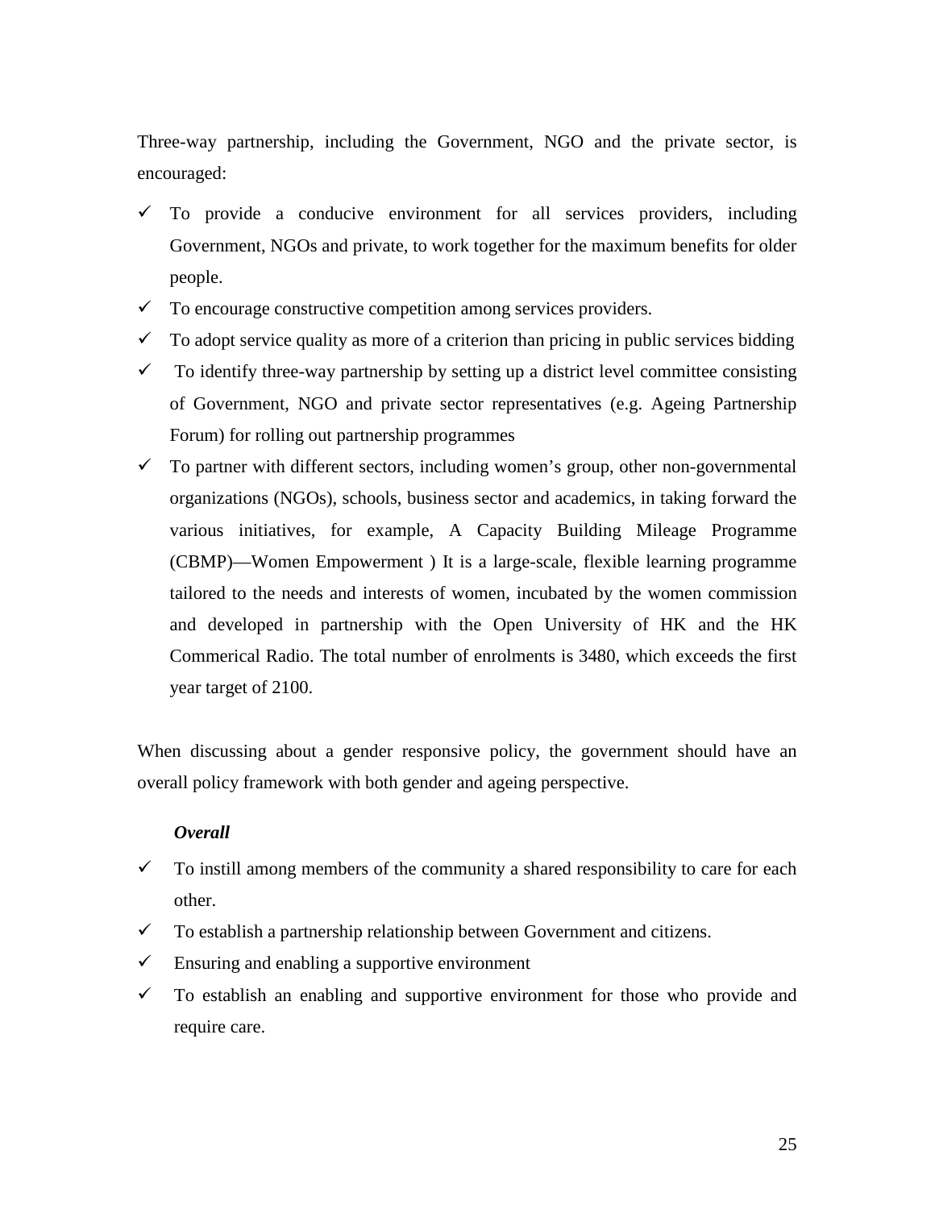Three-way partnership, including the Government, NGO and the private sector, is encouraged:

- ✓ To provide a conducive environment for all services providers, including Government, NGOs and private, to work together for the maximum benefits for older people.
- ✓ To encourage constructive competition among services providers.
- ✓ To adopt service quality as more of a criterion than pricing in public services bidding
- ✓ To identify three-way partnership by setting up a district level committee consisting of Government, NGO and private sector representatives (e.g. Ageing Partnership Forum) for rolling out partnership programmes
- ✓ To partner with different sectors, including women's group, other non-governmental organizations (NGOs), schools, business sector and academics, in taking forward the various initiatives, for example, A Capacity Building Mileage Programme (CBMP)—Women Empowerment ) It is a large-scale, flexible learning programme tailored to the needs and interests of women, incubated by the women commission and developed in partnership with the Open University of HK and the HK Commerical Radio. The total number of enrolments is 3480, which exceeds the first year target of 2100.

When discussing about a gender responsive policy, the government should have an overall policy framework with both gender and ageing perspective.

***Overall***

- ✓ To instill among members of the community a shared responsibility to care for each other.
- ✓ To establish a partnership relationship between Government and citizens.
- ✓ Ensuring and enabling a supportive environment
- ✓ To establish an enabling and supportive environment for those who provide and require care.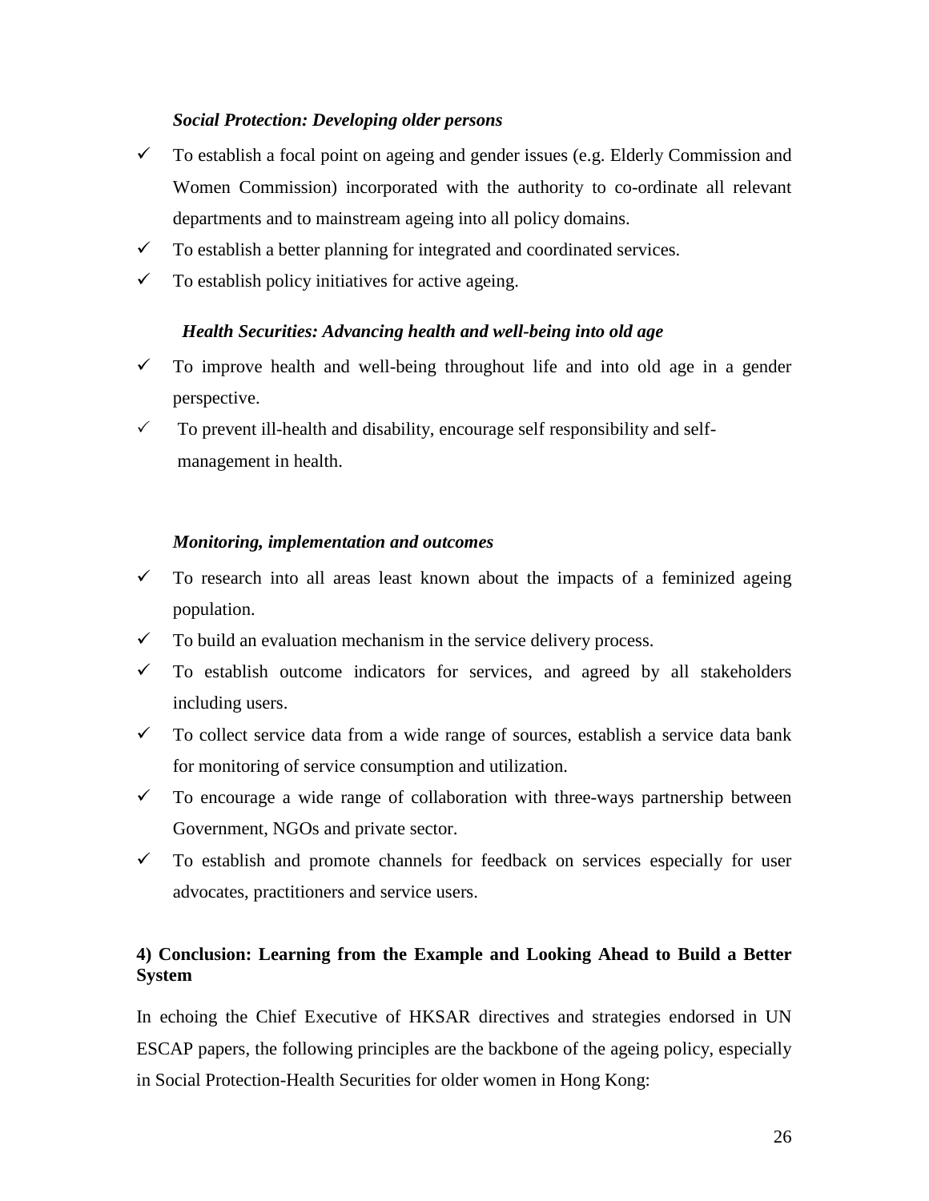*Social Protection: Developing older persons*

- ✓ To establish a focal point on ageing and gender issues (e.g. Elderly Commission and Women Commission) incorporated with the authority to co-ordinate all relevant departments and to mainstream ageing into all policy domains.
- ✓ To establish a better planning for integrated and coordinated services.
- ✓ To establish policy initiatives for active ageing.

*Health Securities: Advancing health and well-being into old age*

- ✓ To improve health and well-being throughout life and into old age in a gender perspective.
- ✓ To prevent ill-health and disability, encourage self responsibility and self-management in health.

*Monitoring, implementation and outcomes*

- ✓ To research into all areas least known about the impacts of a feminized ageing population.
- ✓ To build an evaluation mechanism in the service delivery process.
- ✓ To establish outcome indicators for services, and agreed by all stakeholders including users.
- ✓ To collect service data from a wide range of sources, establish a service data bank for monitoring of service consumption and utilization.
- ✓ To encourage a wide range of collaboration with three-ways partnership between Government, NGOs and private sector.
- ✓ To establish and promote channels for feedback on services especially for user advocates, practitioners and service users.

**4) Conclusion: Learning from the Example and Looking Ahead to Build a Better System**

In echoing the Chief Executive of HKSAR directives and strategies endorsed in UN ESCAP papers, the following principles are the backbone of the ageing policy, especially in Social Protection-Health Securities for older women in Hong Kong: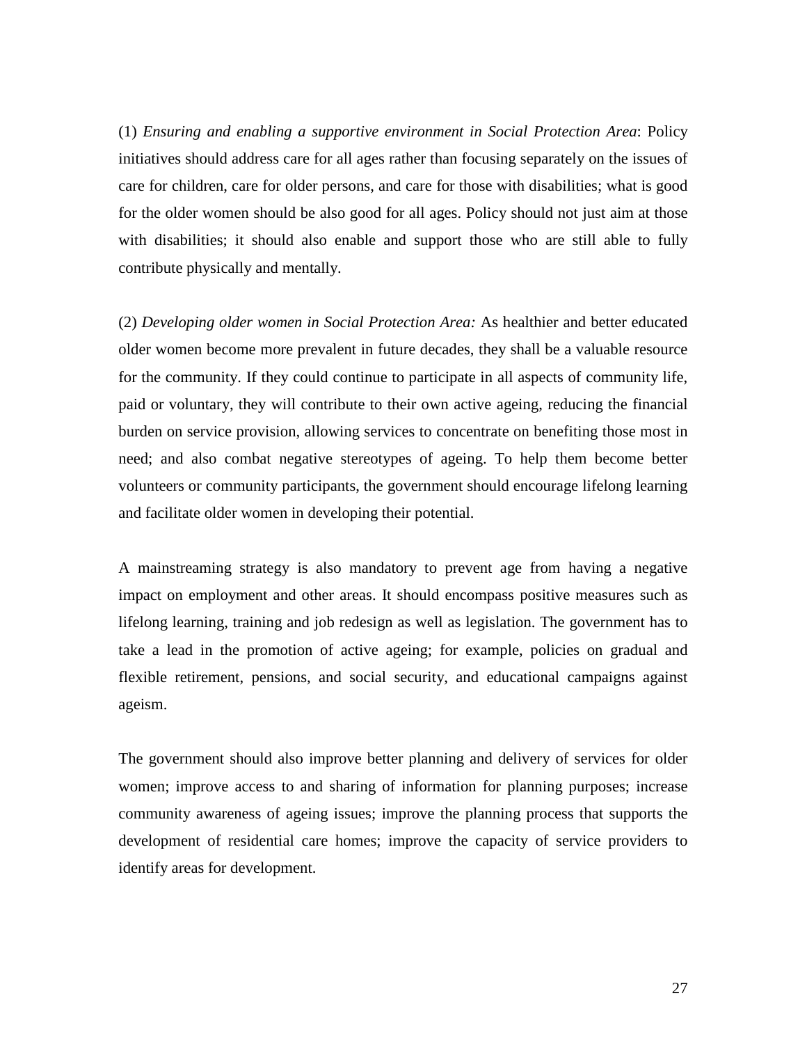(1) *Ensuring and enabling a supportive environment in Social Protection Area*: Policy initiatives should address care for all ages rather than focusing separately on the issues of care for children, care for older persons, and care for those with disabilities; what is good for the older women should be also good for all ages. Policy should not just aim at those with disabilities; it should also enable and support those who are still able to fully contribute physically and mentally.

(2) *Developing older women in Social Protection Area:* As healthier and better educated older women become more prevalent in future decades, they shall be a valuable resource for the community. If they could continue to participate in all aspects of community life, paid or voluntary, they will contribute to their own active ageing, reducing the financial burden on service provision, allowing services to concentrate on benefiting those most in need; and also combat negative stereotypes of ageing. To help them become better volunteers or community participants, the government should encourage lifelong learning and facilitate older women in developing their potential.

A mainstreaming strategy is also mandatory to prevent age from having a negative impact on employment and other areas. It should encompass positive measures such as lifelong learning, training and job redesign as well as legislation. The government has to take a lead in the promotion of active ageing; for example, policies on gradual and flexible retirement, pensions, and social security, and educational campaigns against ageism.

The government should also improve better planning and delivery of services for older women; improve access to and sharing of information for planning purposes; increase community awareness of ageing issues; improve the planning process that supports the development of residential care homes; improve the capacity of service providers to identify areas for development.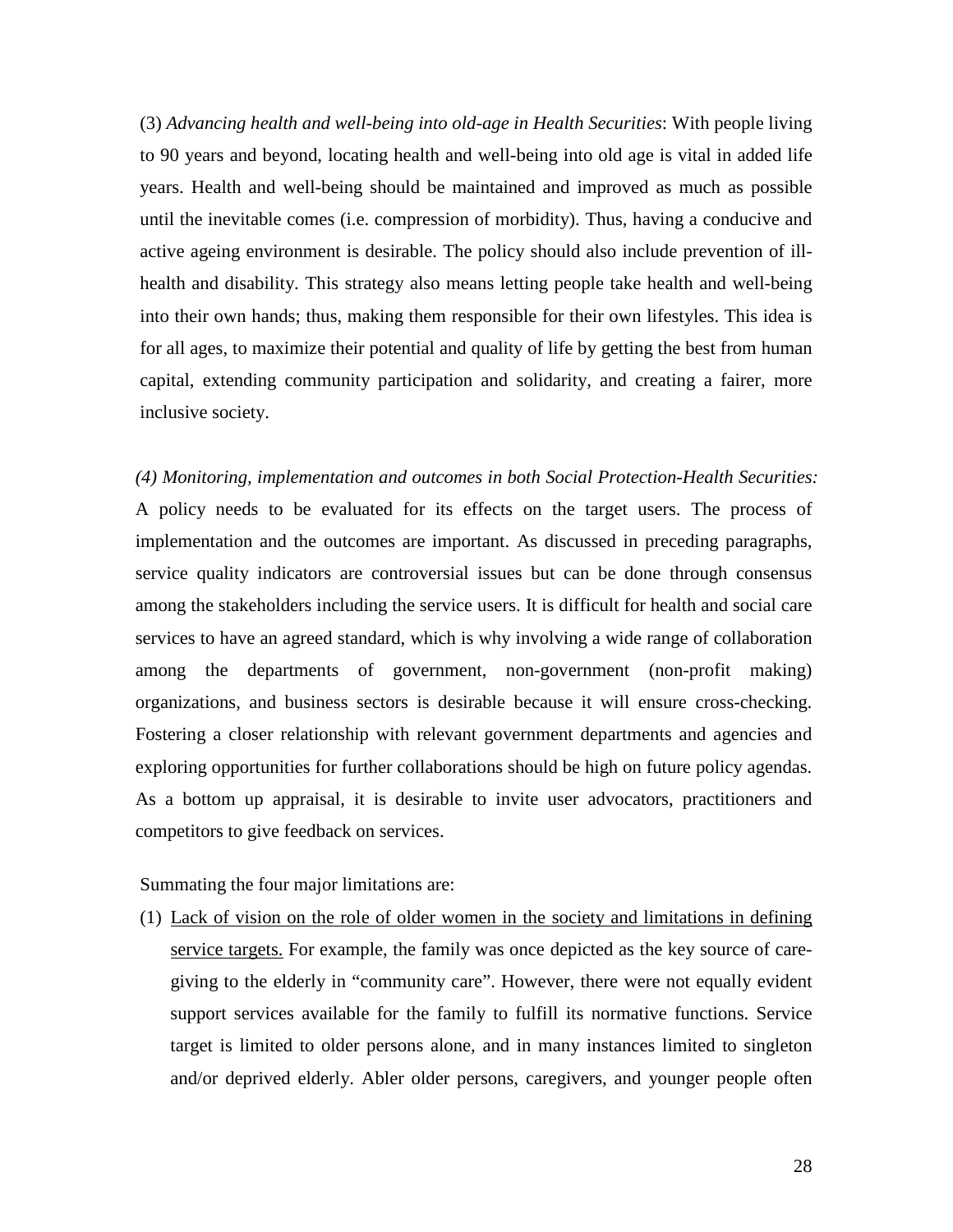(3) *Advancing health and well-being into old-age in Health Securities*: With people living to 90 years and beyond, locating health and well-being into old age is vital in added life years. Health and well-being should be maintained and improved as much as possible until the inevitable comes (i.e. compression of morbidity). Thus, having a conducive and active ageing environment is desirable. The policy should also include prevention of ill-health and disability. This strategy also means letting people take health and well-being into their own hands; thus, making them responsible for their own lifestyles. This idea is for all ages, to maximize their potential and quality of life by getting the best from human capital, extending community participation and solidarity, and creating a fairer, more inclusive society.

*(4) Monitoring, implementation and outcomes in both Social Protection-Health Securities:* A policy needs to be evaluated for its effects on the target users. The process of implementation and the outcomes are important. As discussed in preceding paragraphs, service quality indicators are controversial issues but can be done through consensus among the stakeholders including the service users. It is difficult for health and social care services to have an agreed standard, which is why involving a wide range of collaboration among the departments of government, non-government (non-profit making) organizations, and business sectors is desirable because it will ensure cross-checking. Fostering a closer relationship with relevant government departments and agencies and exploring opportunities for further collaborations should be high on future policy agendas. As a bottom up appraisal, it is desirable to invite user advocators, practitioners and competitors to give feedback on services.

Summating the four major limitations are:

(1) Lack of vision on the role of older women in the society and limitations in defining service targets. For example, the family was once depicted as the key source of care-giving to the elderly in "community care". However, there were not equally evident support services available for the family to fulfill its normative functions. Service target is limited to older persons alone, and in many instances limited to singleton and/or deprived elderly. Abler older persons, caregivers, and younger people often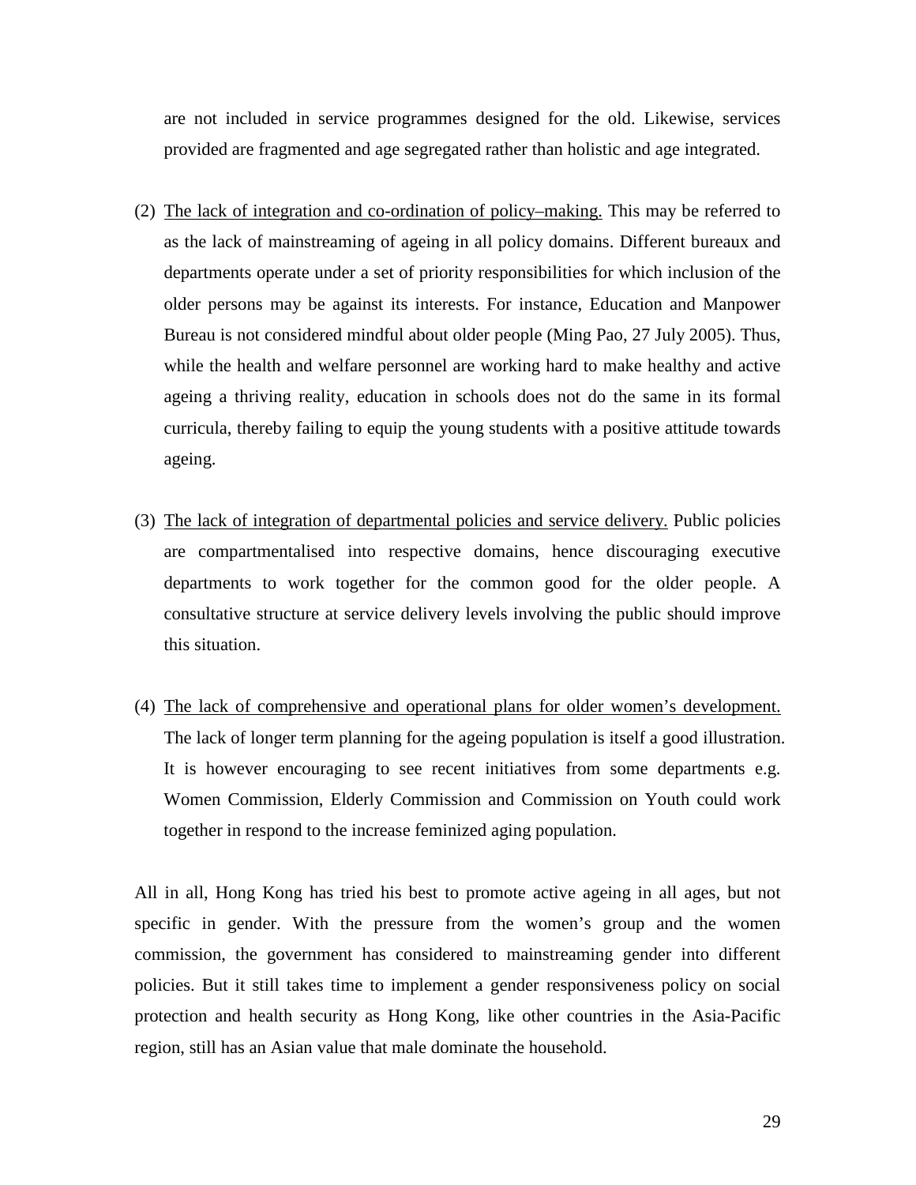are not included in service programmes designed for the old. Likewise, services provided are fragmented and age segregated rather than holistic and age integrated.

(2) <u>The lack of integration and co-ordination of policy–making.</u> This may be referred to as the lack of mainstreaming of ageing in all policy domains. Different bureaux and departments operate under a set of priority responsibilities for which inclusion of the older persons may be against its interests. For instance, Education and Manpower Bureau is not considered mindful about older people (Ming Pao, 27 July 2005). Thus, while the health and welfare personnel are working hard to make healthy and active ageing a thriving reality, education in schools does not do the same in its formal curricula, thereby failing to equip the young students with a positive attitude towards ageing.

(3) <u>The lack of integration of departmental policies and service delivery.</u> Public policies are compartmentalised into respective domains, hence discouraging executive departments to work together for the common good for the older people. A consultative structure at service delivery levels involving the public should improve this situation.

(4) <u>The lack of comprehensive and operational plans for older women's development.</u> The lack of longer term planning for the ageing population is itself a good illustration. It is however encouraging to see recent initiatives from some departments e.g. Women Commission, Elderly Commission and Commission on Youth could work together in respond to the increase feminized aging population.

All in all, Hong Kong has tried his best to promote active ageing in all ages, but not specific in gender. With the pressure from the women's group and the women commission, the government has considered to mainstreaming gender into different policies. But it still takes time to implement a gender responsiveness policy on social protection and health security as Hong Kong, like other countries in the Asia-Pacific region, still has an Asian value that male dominate the household.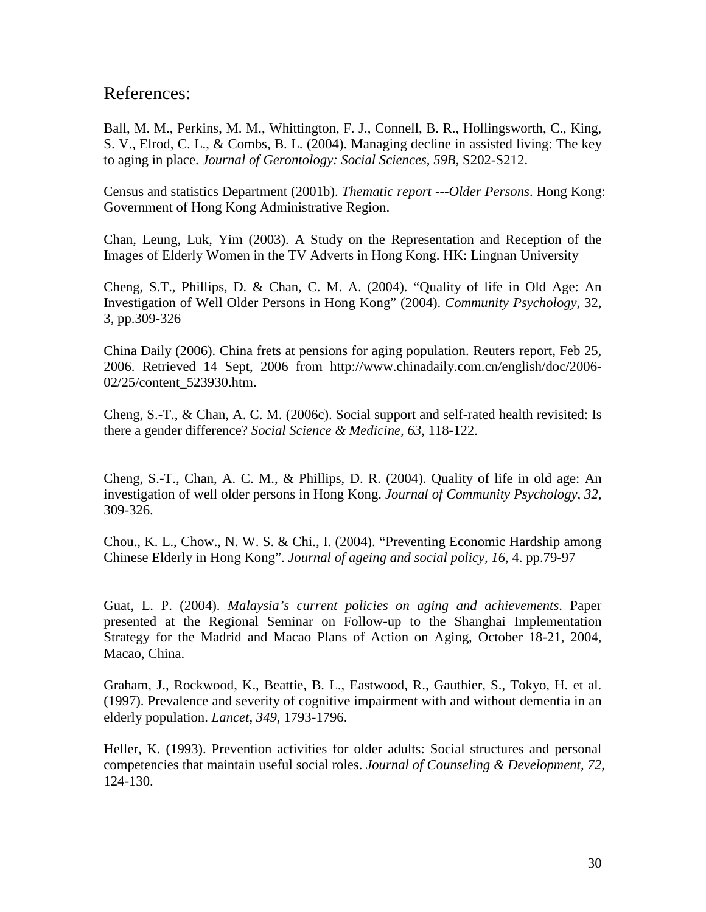## References:

Ball, M. M., Perkins, M. M., Whittington, F. J., Connell, B. R., Hollingsworth, C., King, S. V., Elrod, C. L., & Combs, B. L. (2004). Managing decline in assisted living: The key to aging in place. *Journal of Gerontology: Social Sciences, 59B*, S202-S212.

Census and statistics Department (2001b). *Thematic report ---Older Persons*. Hong Kong: Government of Hong Kong Administrative Region.

Chan, Leung, Luk, Yim (2003). A Study on the Representation and Reception of the Images of Elderly Women in the TV Adverts in Hong Kong. HK: Lingnan University

Cheng, S.T., Phillips, D. & Chan, C. M. A. (2004). "Quality of life in Old Age: An Investigation of Well Older Persons in Hong Kong" (2004). *Community Psychology*, 32, 3, pp.309-326

China Daily (2006). China frets at pensions for aging population. Reuters report, Feb 25, 2006. Retrieved 14 Sept, 2006 from http://www.chinadaily.com.cn/english/doc/2006-02/25/content_523930.htm.

Cheng, S.-T., & Chan, A. C. M. (2006c). Social support and self-rated health revisited: Is there a gender difference? *Social Science & Medicine, 63*, 118-122.

Cheng, S.-T., Chan, A. C. M., & Phillips, D. R. (2004). Quality of life in old age: An investigation of well older persons in Hong Kong. *Journal of Community Psychology, 32*, 309-326.

Chou., K. L., Chow., N. W. S. & Chi., I. (2004). "Preventing Economic Hardship among Chinese Elderly in Hong Kong". *Journal of ageing and social policy, 16*, 4. pp.79-97

Guat, L. P. (2004). *Malaysia's current policies on aging and achievements*. Paper presented at the Regional Seminar on Follow-up to the Shanghai Implementation Strategy for the Madrid and Macao Plans of Action on Aging, October 18-21, 2004, Macao, China.

Graham, J., Rockwood, K., Beattie, B. L., Eastwood, R., Gauthier, S., Tokyo, H. et al. (1997). Prevalence and severity of cognitive impairment with and without dementia in an elderly population. *Lancet, 349*, 1793-1796.

Heller, K. (1993). Prevention activities for older adults: Social structures and personal competencies that maintain useful social roles. *Journal of Counseling & Development, 72*, 124-130.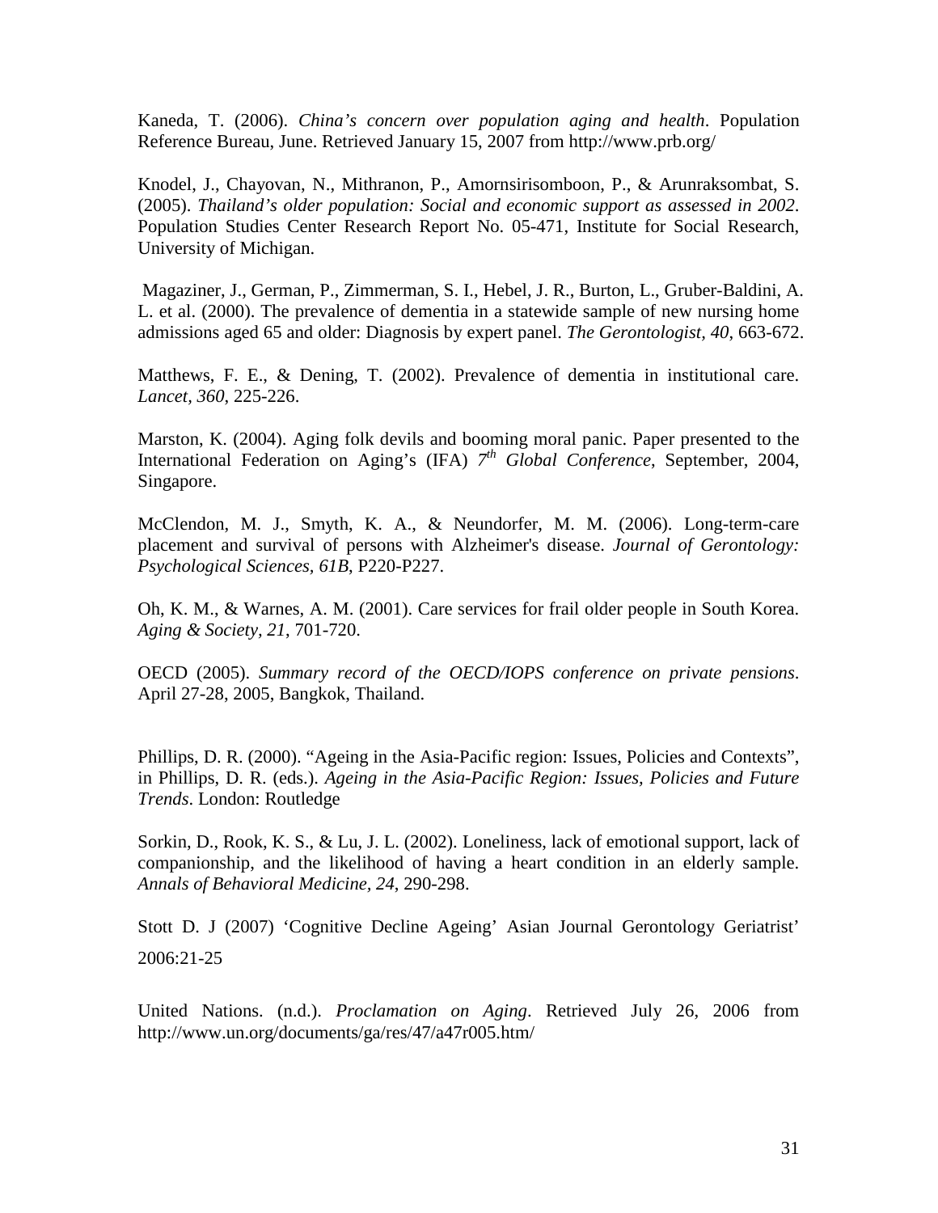Kaneda, T. (2006). *China's concern over population aging and health*. Population Reference Bureau, June. Retrieved January 15, 2007 from http://www.prb.org/

Knodel, J., Chayovan, N., Mithranon, P., Amornsirisomboon, P., & Arunraksombat, S. (2005). *Thailand's older population: Social and economic support as assessed in 2002*. Population Studies Center Research Report No. 05-471, Institute for Social Research, University of Michigan.

Magaziner, J., German, P., Zimmerman, S. I., Hebel, J. R., Burton, L., Gruber-Baldini, A. L. et al. (2000). The prevalence of dementia in a statewide sample of new nursing home admissions aged 65 and older: Diagnosis by expert panel. *The Gerontologist, 40*, 663-672.

Matthews, F. E., & Dening, T. (2002). Prevalence of dementia in institutional care. *Lancet, 360*, 225-226.

Marston, K. (2004). Aging folk devils and booming moral panic. Paper presented to the International Federation on Aging's (IFA) *7th Global Conference*, September, 2004, Singapore.

McClendon, M. J., Smyth, K. A., & Neundorfer, M. M. (2006). Long-term-care placement and survival of persons with Alzheimer's disease. *Journal of Gerontology: Psychological Sciences, 61B*, P220-P227.

Oh, K. M., & Warnes, A. M. (2001). Care services for frail older people in South Korea. *Aging & Society, 21*, 701-720.

OECD (2005). *Summary record of the OECD/IOPS conference on private pensions*. April 27-28, 2005, Bangkok, Thailand.

Phillips, D. R. (2000). "Ageing in the Asia-Pacific region: Issues, Policies and Contexts", in Phillips, D. R. (eds.). *Ageing in the Asia-Pacific Region: Issues, Policies and Future Trends*. London: Routledge

Sorkin, D., Rook, K. S., & Lu, J. L. (2002). Loneliness, lack of emotional support, lack of companionship, and the likelihood of having a heart condition in an elderly sample. *Annals of Behavioral Medicine, 24*, 290-298.

Stott D. J (2007) 'Cognitive Decline Ageing' Asian Journal Gerontology Geriatrist' 2006:21-25

United Nations. (n.d.). *Proclamation on Aging*. Retrieved July 26, 2006 from http://www.un.org/documents/ga/res/47/a47r005.htm/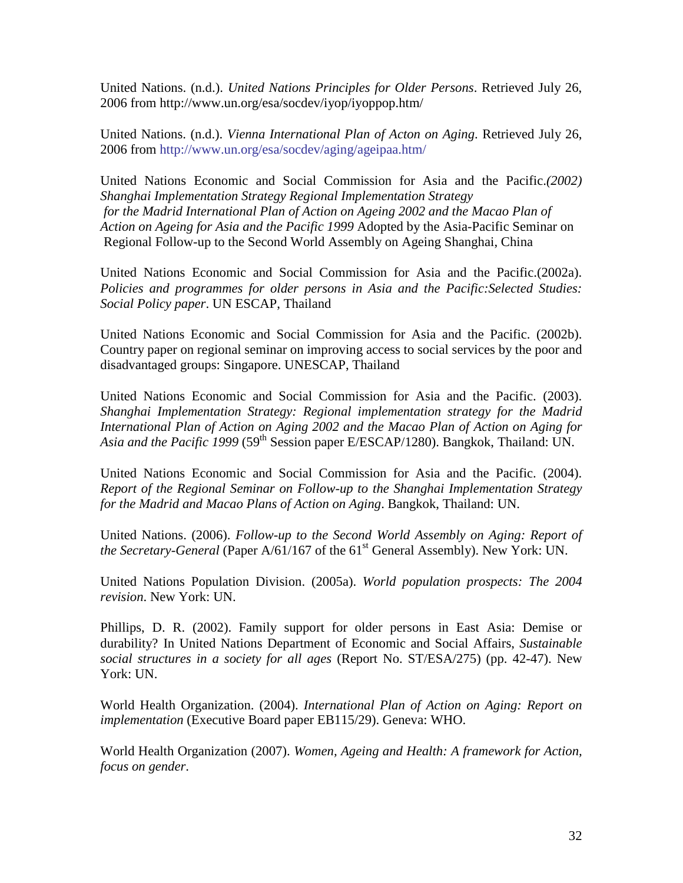United Nations. (n.d.). *United Nations Principles for Older Persons*. Retrieved July 26, 2006 from http://www.un.org/esa/socdev/iyop/iyoppop.htm/

United Nations. (n.d.). *Vienna International Plan of Acton on Aging*. Retrieved July 26, 2006 from http://www.un.org/esa/socdev/aging/ageipaa.htm/

United Nations Economic and Social Commission for Asia and the Pacific.*(2002) Shanghai Implementation Strategy Regional Implementation Strategy for the Madrid International Plan of Action on Ageing 2002 and the Macao Plan of Action on Ageing for Asia and the Pacific 1999* Adopted by the Asia-Pacific Seminar on Regional Follow-up to the Second World Assembly on Ageing Shanghai, China

United Nations Economic and Social Commission for Asia and the Pacific.(2002a). *Policies and programmes for older persons in Asia and the Pacific:Selected Studies: Social Policy paper*. UN ESCAP, Thailand

United Nations Economic and Social Commission for Asia and the Pacific. (2002b). Country paper on regional seminar on improving access to social services by the poor and disadvantaged groups: Singapore. UNESCAP, Thailand

United Nations Economic and Social Commission for Asia and the Pacific. (2003). *Shanghai Implementation Strategy: Regional implementation strategy for the Madrid International Plan of Action on Aging 2002 and the Macao Plan of Action on Aging for Asia and the Pacific 1999* (59th Session paper E/ESCAP/1280). Bangkok, Thailand: UN.

United Nations Economic and Social Commission for Asia and the Pacific. (2004). *Report of the Regional Seminar on Follow-up to the Shanghai Implementation Strategy for the Madrid and Macao Plans of Action on Aging*. Bangkok, Thailand: UN.

United Nations. (2006). *Follow-up to the Second World Assembly on Aging: Report of the Secretary-General* (Paper A/61/167 of the 61st General Assembly). New York: UN.

United Nations Population Division. (2005a). *World population prospects: The 2004 revision*. New York: UN.

Phillips, D. R. (2002). Family support for older persons in East Asia: Demise or durability? In United Nations Department of Economic and Social Affairs, *Sustainable social structures in a society for all ages* (Report No. ST/ESA/275) (pp. 42-47). New York: UN.

World Health Organization. (2004). *International Plan of Action on Aging: Report on implementation* (Executive Board paper EB115/29). Geneva: WHO.

World Health Organization (2007). *Women, Ageing and Health: A framework for Action, focus on gender*.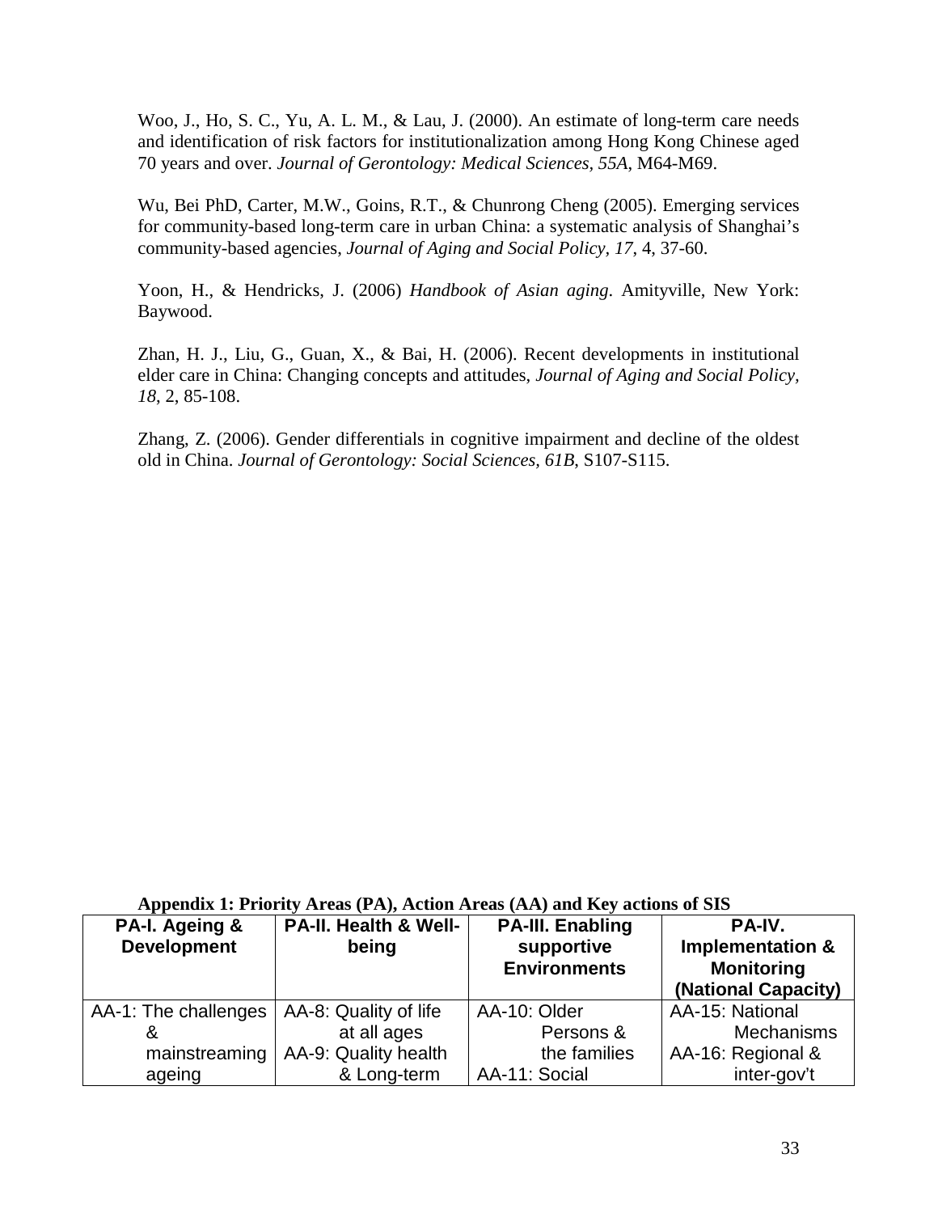Woo, J., Ho, S. C., Yu, A. L. M., & Lau, J. (2000). An estimate of long-term care needs and identification of risk factors for institutionalization among Hong Kong Chinese aged 70 years and over. *Journal of Gerontology: Medical Sciences, 55A*, M64-M69.

Wu, Bei PhD, Carter, M.W., Goins, R.T., & Chunrong Cheng (2005). Emerging services for community-based long-term care in urban China: a systematic analysis of Shanghai's community-based agencies, *Journal of Aging and Social Policy, 17*, 4, 37-60.

Yoon, H., & Hendricks, J. (2006) *Handbook of Asian aging*. Amityville, New York: Baywood.

Zhan, H. J., Liu, G., Guan, X., & Bai, H. (2006). Recent developments in institutional elder care in China: Changing concepts and attitudes, *Journal of Aging and Social Policy, 18*, 2, 85-108.

Zhang, Z. (2006). Gender differentials in cognitive impairment and decline of the oldest old in China. *Journal of Gerontology: Social Sciences, 61B*, S107-S115.

**Appendix 1: Priority Areas (PA), Action Areas (AA) and Key actions of SIS**

| PA-I. Ageing & Development | PA-II. Health & Well-being | PA-III. Enabling supportive Environments | PA-IV. Implementation & Monitoring (National Capacity) |
|---|---|---|---|
| AA-1: The challenges & mainstreaming ageing | AA-8: Quality of life at all ages<br>AA-9: Quality health & Long-term | AA-10: Older Persons & the families<br>AA-11: Social | AA-15: National Mechanisms<br>AA-16: Regional & inter-gov't |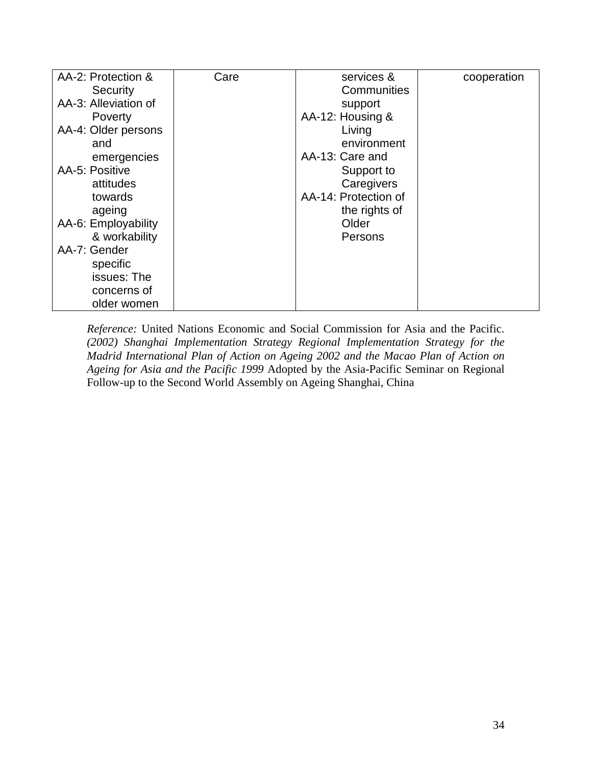| AA-2: Protection & Security<br>AA-3: Alleviation of Poverty<br>AA-4: Older persons and emergencies<br>AA-5: Positive attitudes towards ageing<br>AA-6: Employability & workability<br>AA-7: Gender specific issues: The concerns of older women | Care | services & Communities support<br>AA-12: Housing & Living environment<br>AA-13: Care and Support to Caregivers<br>AA-14: Protection of the rights of Older Persons | cooperation |
|---|---|---|---|

*Reference:* United Nations Economic and Social Commission for Asia and the Pacific. *(2002) Shanghai Implementation Strategy Regional Implementation Strategy for the Madrid International Plan of Action on Ageing 2002 and the Macao Plan of Action on Ageing for Asia and the Pacific 1999* Adopted by the Asia-Pacific Seminar on Regional Follow-up to the Second World Assembly on Ageing Shanghai, China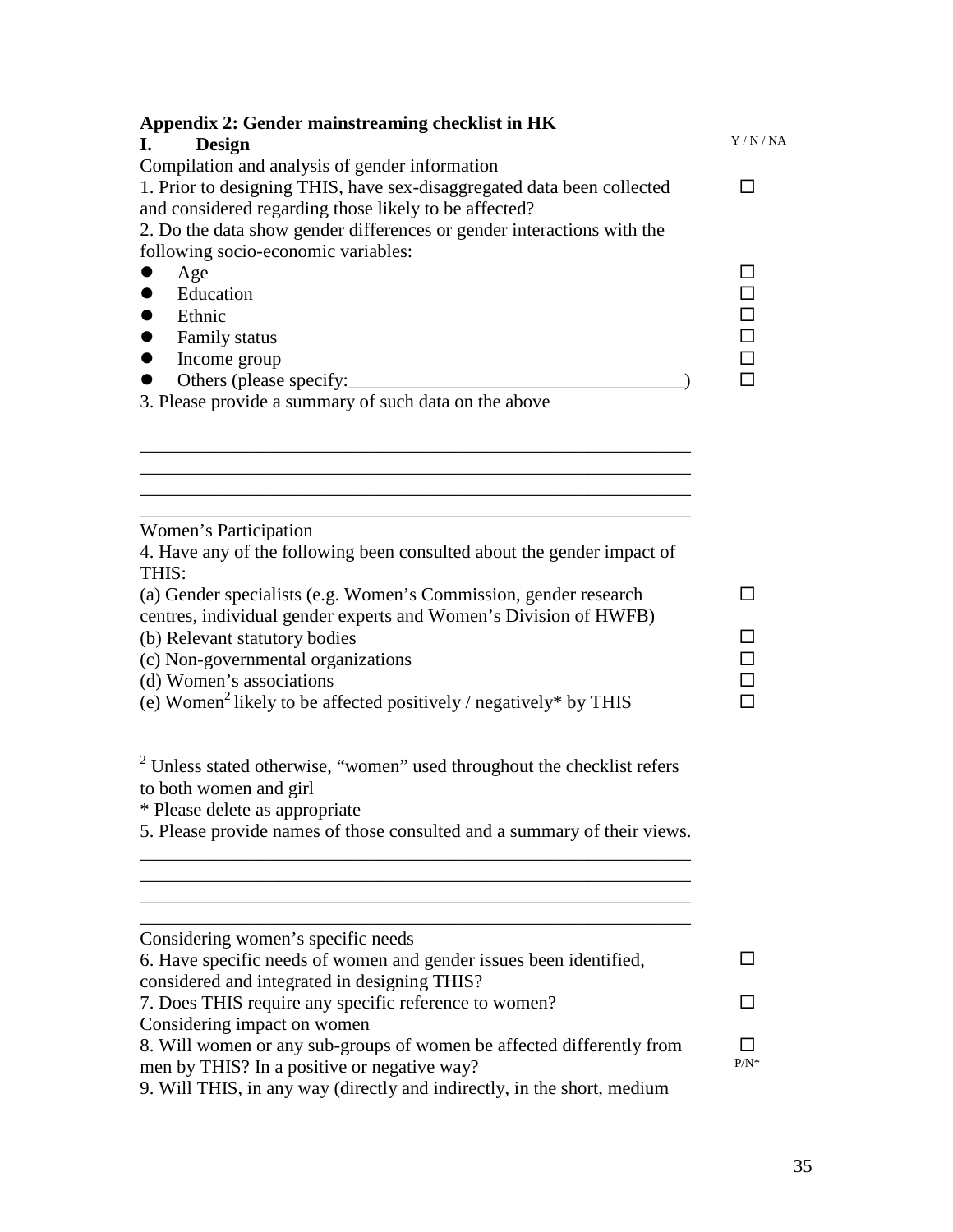## Appendix 2: Gender mainstreaming checklist in HK

### I. Design

Y / N / NA

Compilation and analysis of gender information

1. Prior to designing THIS, have sex-disaggregated data been collected and considered regarding those likely to be affected? ☐

2. Do the data show gender differences or gender interactions with the following socio-economic variables:

- Age ☐
- Education ☐
- Ethnic ☐
- Family status ☐
- Income group ☐
- Others (please specify:___________________________________) ☐

3. Please provide a summary of such data on the above

____________________________________________________________
____________________________________________________________
____________________________________________________________
____________________________________________________________

Women's Participation

4. Have any of the following been consulted about the gender impact of THIS:

(a) Gender specialists (e.g. Women's Commission, gender research centres, individual gender experts and Women's Division of HWFB) ☐

(b) Relevant statutory bodies ☐

(c) Non-governmental organizations ☐

(d) Women's associations ☐

(e) Women[2] likely to be affected positively / negatively* by THIS ☐

[2] Unless stated otherwise, "women" used throughout the checklist refers to both women and girl

* Please delete as appropriate

5. Please provide names of those consulted and a summary of their views.

____________________________________________________________
____________________________________________________________
____________________________________________________________
____________________________________________________________

Considering women's specific needs

6. Have specific needs of women and gender issues been identified, considered and integrated in designing THIS? ☐

7. Does THIS require any specific reference to women? ☐

Considering impact on women

8. Will women or any sub-groups of women be affected differently from men by THIS? In a positive or negative way? ☐ P/N*

9. Will THIS, in any way (directly and indirectly, in the short, medium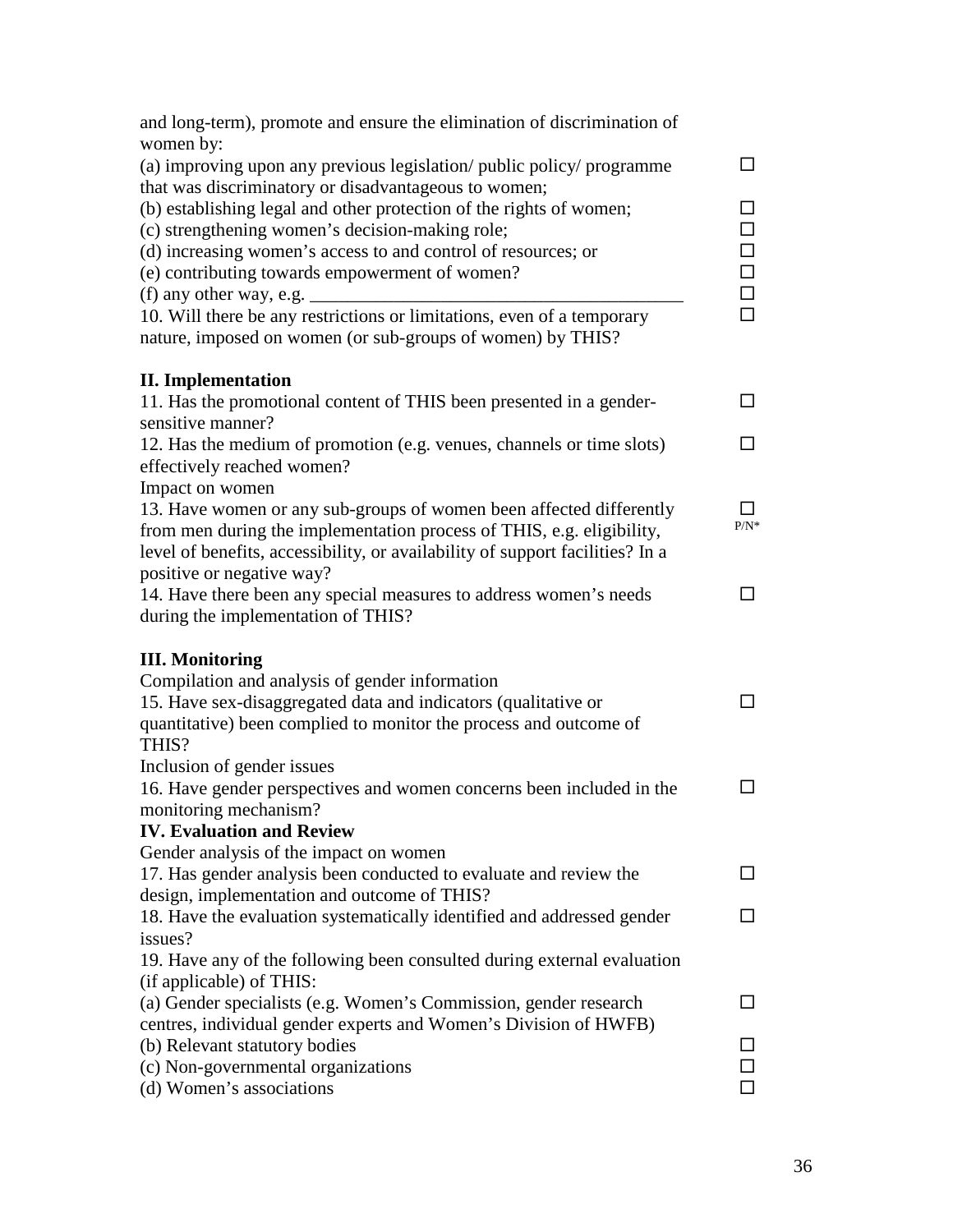and long-term), promote and ensure the elimination of discrimination of women by:

(a) improving upon any previous legislation/ public policy/ programme that was discriminatory or disadvantageous to women; ☐

(b) establishing legal and other protection of the rights of women; ☐

(c) strengthening women's decision-making role; ☐

(d) increasing women's access to and control of resources; or ☐

(e) contributing towards empowerment of women? ☐

(f) any other way, e.g. ________________________________________ ☐

10. Will there be any restrictions or limitations, even of a temporary nature, imposed on women (or sub-groups of women) by THIS? ☐

**II. Implementation**

11. Has the promotional content of THIS been presented in a gender-sensitive manner? ☐

12. Has the medium of promotion (e.g. venues, channels or time slots) effectively reached women? ☐

Impact on women

13. Have women or any sub-groups of women been affected differently from men during the implementation process of THIS, e.g. eligibility, level of benefits, accessibility, or availability of support facilities? In a positive or negative way? ☐ P/N*

14. Have there been any special measures to address women's needs during the implementation of THIS? ☐

**III. Monitoring**

Compilation and analysis of gender information

15. Have sex-disaggregated data and indicators (qualitative or quantitative) been complied to monitor the process and outcome of THIS? ☐

Inclusion of gender issues

16. Have gender perspectives and women concerns been included in the monitoring mechanism? ☐

**IV. Evaluation and Review**

Gender analysis of the impact on women

17. Has gender analysis been conducted to evaluate and review the design, implementation and outcome of THIS? ☐

18. Have the evaluation systematically identified and addressed gender issues? ☐

19. Have any of the following been consulted during external evaluation (if applicable) of THIS:

(a) Gender specialists (e.g. Women's Commission, gender research centres, individual gender experts and Women's Division of HWFB) ☐

(b) Relevant statutory bodies ☐

(c) Non-governmental organizations ☐

(d) Women's associations ☐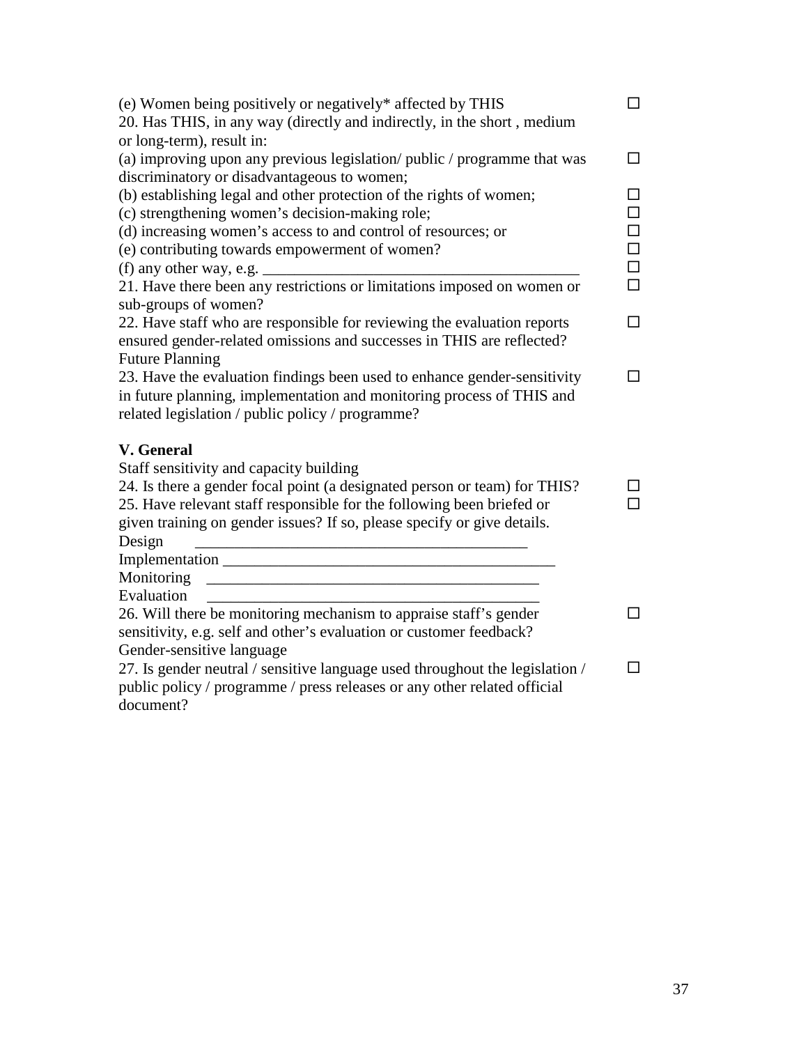(e) Women being positively or negatively* affected by THIS ☐

20. Has THIS, in any way (directly and indirectly, in the short , medium or long-term), result in:

(a) improving upon any previous legislation/ public / programme that was discriminatory or disadvantageous to women; ☐

(b) establishing legal and other protection of the rights of women; ☐

(c) strengthening women's decision-making role; ☐

(d) increasing women's access to and control of resources; or ☐

(e) contributing towards empowerment of women? ☐

(f) any other way, e.g. ________________________________________ ☐

21. Have there been any restrictions or limitations imposed on women or sub-groups of women? ☐

22. Have staff who are responsible for reviewing the evaluation reports ensured gender-related omissions and successes in THIS are reflected? ☐

Future Planning

23. Have the evaluation findings been used to enhance gender-sensitivity in future planning, implementation and monitoring process of THIS and related legislation / public policy / programme? ☐

**V. General**

Staff sensitivity and capacity building

24. Is there a gender focal point (a designated person or team) for THIS? ☐

25. Have relevant staff responsible for the following been briefed or given training on gender issues? If so, please specify or give details. ☐

Design ___________________________________________

Implementation ___________________________________________

Monitoring ___________________________________________

Evaluation ___________________________________________

26. Will there be monitoring mechanism to appraise staff's gender sensitivity, e.g. self and other's evaluation or customer feedback? ☐

Gender-sensitive language

27. Is gender neutral / sensitive language used throughout the legislation / public policy / programme / press releases or any other related official document? ☐